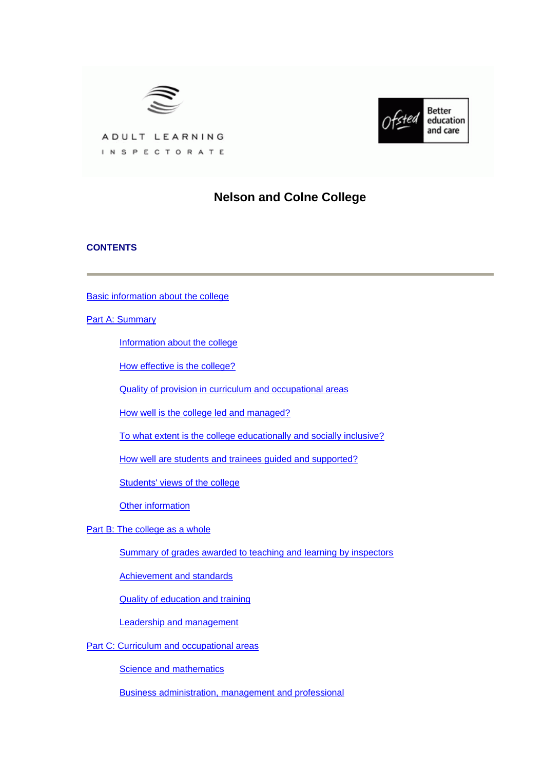ADULT LEARNING INSPECTORATE

Ofsted Better education and care

# Nelson and Colne College

## CONTENTS

Basic information about the college

Part A: Summary

- Information about the college
- How effective is the college?
- Quality of provision in curriculum and occupational areas
- How well is the college led and managed?
- To what extent is the college educationally and socially inclusive?
- How well are students and trainees guided and supported?
- Students' views of the college
- Other information

Part B: The college as a whole

- Summary of grades awarded to teaching and learning by inspectors
- Achievement and standards
- Quality of education and training
- Leadership and management

Part C: Curriculum and occupational areas

- Science and mathematics
- Business administration, management and professional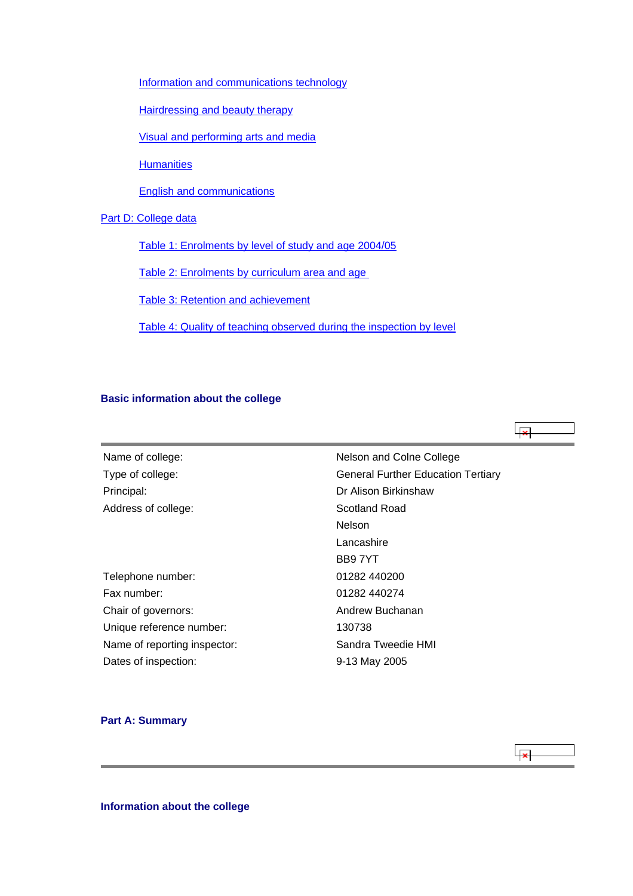- Information and communications technology
- Hairdressing and beauty therapy
- Visual and performing arts and media
- Humanities
- English and communications

Part D: College data

- Table 1: Enrolments by level of study and age 2004/05
- Table 2: Enrolments by curriculum area and age
- Table 3: Retention and achievement
- Table 4: Quality of teaching observed during the inspection by level

### Basic information about the college

| | |
|---|---|
| Name of college: | Nelson and Colne College |
| Type of college: | General Further Education Tertiary |
| Principal: | Dr Alison Birkinshaw |
| Address of college: | Scotland Road<br>Nelson<br>Lancashire<br>BB9 7YT |
| Telephone number: | 01282 440200 |
| Fax number: | 01282 440274 |
| Chair of governors: | Andrew Buchanan |
| Unique reference number: | 130738 |
| Name of reporting inspector: | Sandra Tweedie HMI |
| Dates of inspection: | 9-13 May 2005 |

## Part A: Summary

### Information about the college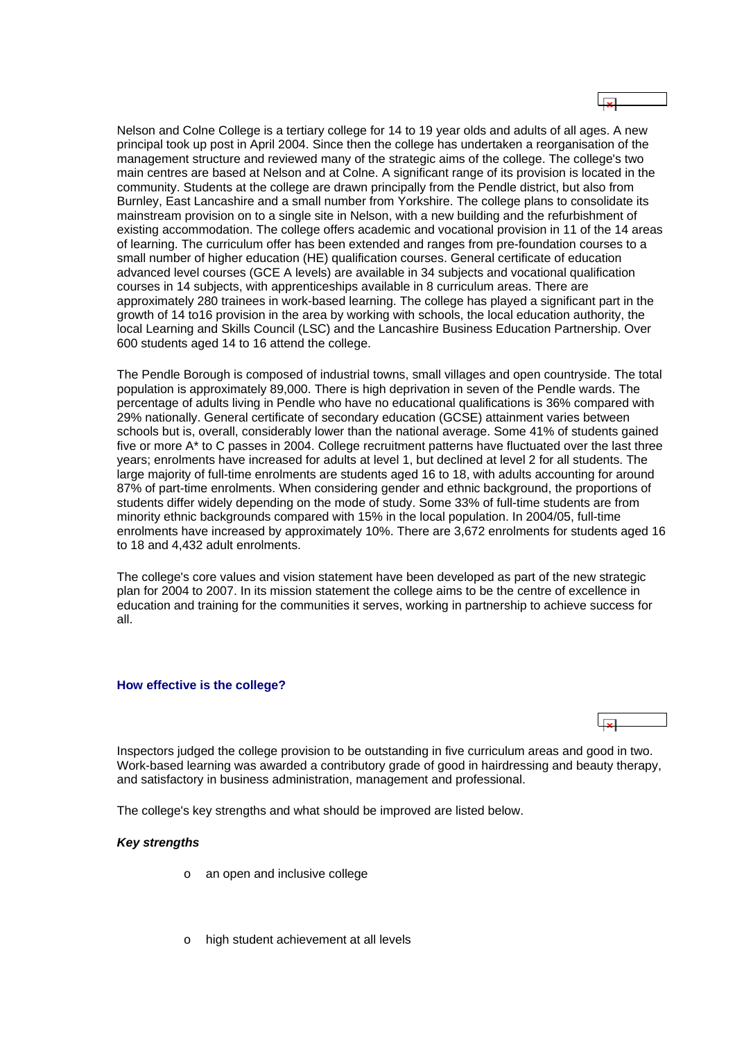Nelson and Colne College is a tertiary college for 14 to 19 year olds and adults of all ages. A new principal took up post in April 2004. Since then the college has undertaken a reorganisation of the management structure and reviewed many of the strategic aims of the college. The college's two main centres are based at Nelson and at Colne. A significant range of its provision is located in the community. Students at the college are drawn principally from the Pendle district, but also from Burnley, East Lancashire and a small number from Yorkshire. The college plans to consolidate its mainstream provision on to a single site in Nelson, with a new building and the refurbishment of existing accommodation. The college offers academic and vocational provision in 11 of the 14 areas of learning. The curriculum offer has been extended and ranges from pre-foundation courses to a small number of higher education (HE) qualification courses. General certificate of education advanced level courses (GCE A levels) are available in 34 subjects and vocational qualification courses in 14 subjects, with apprenticeships available in 8 curriculum areas. There are approximately 280 trainees in work-based learning. The college has played a significant part in the growth of 14 to16 provision in the area by working with schools, the local education authority, the local Learning and Skills Council (LSC) and the Lancashire Business Education Partnership. Over 600 students aged 14 to 16 attend the college.

The Pendle Borough is composed of industrial towns, small villages and open countryside. The total population is approximately 89,000. There is high deprivation in seven of the Pendle wards. The percentage of adults living in Pendle who have no educational qualifications is 36% compared with 29% nationally. General certificate of secondary education (GCSE) attainment varies between schools but is, overall, considerably lower than the national average. Some 41% of students gained five or more A* to C passes in 2004. College recruitment patterns have fluctuated over the last three years; enrolments have increased for adults at level 1, but declined at level 2 for all students. The large majority of full-time enrolments are students aged 16 to 18, with adults accounting for around 87% of part-time enrolments. When considering gender and ethnic background, the proportions of students differ widely depending on the mode of study. Some 33% of full-time students are from minority ethnic backgrounds compared with 15% in the local population. In 2004/05, full-time enrolments have increased by approximately 10%. There are 3,672 enrolments for students aged 16 to 18 and 4,432 adult enrolments.

The college's core values and vision statement have been developed as part of the new strategic plan for 2004 to 2007. In its mission statement the college aims to be the centre of excellence in education and training for the communities it serves, working in partnership to achieve success for all.

### How effective is the college?

Inspectors judged the college provision to be outstanding in five curriculum areas and good in two. Work-based learning was awarded a contributory grade of good in hairdressing and beauty therapy, and satisfactory in business administration, management and professional.

The college's key strengths and what should be improved are listed below.

***Key strengths***

- an open and inclusive college
- high student achievement at all levels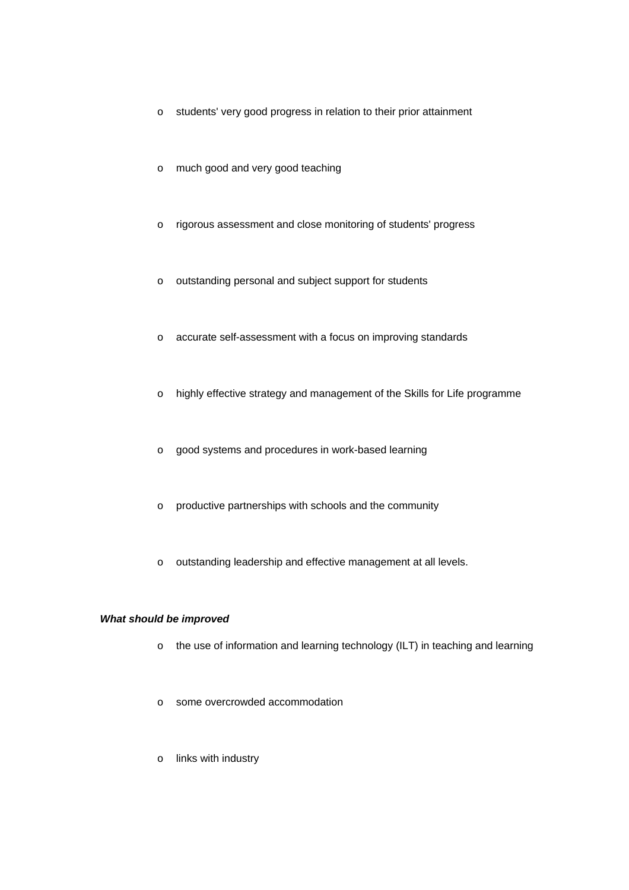- students' very good progress in relation to their prior attainment
- much good and very good teaching
- rigorous assessment and close monitoring of students' progress
- outstanding personal and subject support for students
- accurate self-assessment with a focus on improving standards
- highly effective strategy and management of the Skills for Life programme
- good systems and procedures in work-based learning
- productive partnerships with schools and the community
- outstanding leadership and effective management at all levels.

***What should be improved***

- the use of information and learning technology (ILT) in teaching and learning
- some overcrowded accommodation
- links with industry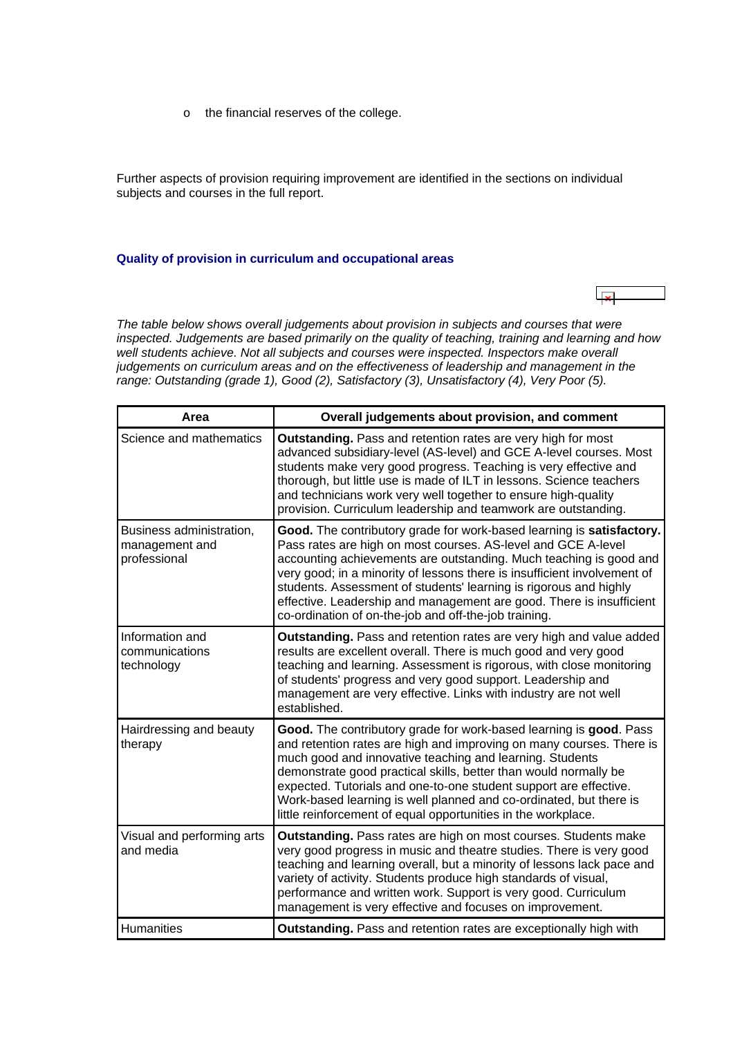- the financial reserves of the college.

Further aspects of provision requiring improvement are identified in the sections on individual subjects and courses in the full report.

### Quality of provision in curriculum and occupational areas

*The table below shows overall judgements about provision in subjects and courses that were inspected. Judgements are based primarily on the quality of teaching, training and learning and how well students achieve. Not all subjects and courses were inspected. Inspectors make overall judgements on curriculum areas and on the effectiveness of leadership and management in the range: Outstanding (grade 1), Good (2), Satisfactory (3), Unsatisfactory (4), Very Poor (5).*

| Area | Overall judgements about provision, and comment |
|---|---|
| Science and mathematics | **Outstanding.** Pass and retention rates are very high for most advanced subsidiary-level (AS-level) and GCE A-level courses. Most students make very good progress. Teaching is very effective and thorough, but little use is made of ILT in lessons. Science teachers and technicians work very well together to ensure high-quality provision. Curriculum leadership and teamwork are outstanding. |
| Business administration, management and professional | **Good.** The contributory grade for work-based learning is **satisfactory.** Pass rates are high on most courses. AS-level and GCE A-level accounting achievements are outstanding. Much teaching is good and very good; in a minority of lessons there is insufficient involvement of students. Assessment of students' learning is rigorous and highly effective. Leadership and management are good. There is insufficient co-ordination of on-the-job and off-the-job training. |
| Information and communications technology | **Outstanding.** Pass and retention rates are very high and value added results are excellent overall. There is much good and very good teaching and learning. Assessment is rigorous, with close monitoring of students' progress and very good support. Leadership and management are very effective. Links with industry are not well established. |
| Hairdressing and beauty therapy | **Good.** The contributory grade for work-based learning is **good**. Pass and retention rates are high and improving on many courses. There is much good and innovative teaching and learning. Students demonstrate good practical skills, better than would normally be expected. Tutorials and one-to-one student support are effective. Work-based learning is well planned and co-ordinated, but there is little reinforcement of equal opportunities in the workplace. |
| Visual and performing arts and media | **Outstanding.** Pass rates are high on most courses. Students make very good progress in music and theatre studies. There is very good teaching and learning overall, but a minority of lessons lack pace and variety of activity. Students produce high standards of visual, performance and written work. Support is very good. Curriculum management is very effective and focuses on improvement. |
| Humanities | **Outstanding.** Pass and retention rates are exceptionally high with |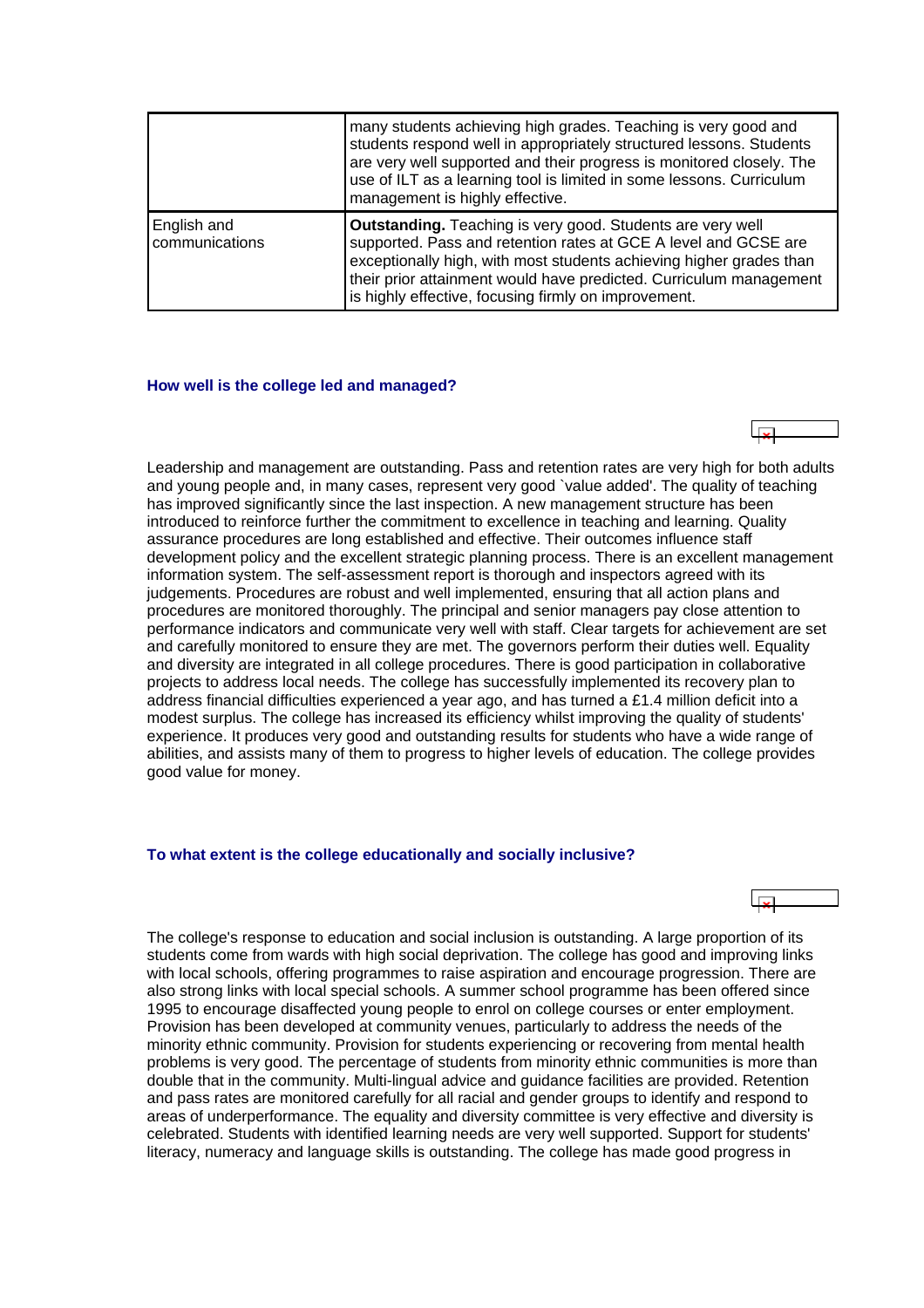| | |
|---|---|
| | many students achieving high grades. Teaching is very good and students respond well in appropriately structured lessons. Students are very well supported and their progress is monitored closely. The use of ILT as a learning tool is limited in some lessons. Curriculum management is highly effective. |
| English and communications | **Outstanding.** Teaching is very good. Students are very well supported. Pass and retention rates at GCE A level and GCSE are exceptionally high, with most students achieving higher grades than their prior attainment would have predicted. Curriculum management is highly effective, focusing firmly on improvement. |

### How well is the college led and managed?

Leadership and management are outstanding. Pass and retention rates are very high for both adults and young people and, in many cases, represent very good `value added'. The quality of teaching has improved significantly since the last inspection. A new management structure has been introduced to reinforce further the commitment to excellence in teaching and learning. Quality assurance procedures are long established and effective. Their outcomes influence staff development policy and the excellent strategic planning process. There is an excellent management information system. The self-assessment report is thorough and inspectors agreed with its judgements. Procedures are robust and well implemented, ensuring that all action plans and procedures are monitored thoroughly. The principal and senior managers pay close attention to performance indicators and communicate very well with staff. Clear targets for achievement are set and carefully monitored to ensure they are met. The governors perform their duties well. Equality and diversity are integrated in all college procedures. There is good participation in collaborative projects to address local needs. The college has successfully implemented its recovery plan to address financial difficulties experienced a year ago, and has turned a £1.4 million deficit into a modest surplus. The college has increased its efficiency whilst improving the quality of students' experience. It produces very good and outstanding results for students who have a wide range of abilities, and assists many of them to progress to higher levels of education. The college provides good value for money.

### To what extent is the college educationally and socially inclusive?

The college's response to education and social inclusion is outstanding. A large proportion of its students come from wards with high social deprivation. The college has good and improving links with local schools, offering programmes to raise aspiration and encourage progression. There are also strong links with local special schools. A summer school programme has been offered since 1995 to encourage disaffected young people to enrol on college courses or enter employment. Provision has been developed at community venues, particularly to address the needs of the minority ethnic community. Provision for students experiencing or recovering from mental health problems is very good. The percentage of students from minority ethnic communities is more than double that in the community. Multi-lingual advice and guidance facilities are provided. Retention and pass rates are monitored carefully for all racial and gender groups to identify and respond to areas of underperformance. The equality and diversity committee is very effective and diversity is celebrated. Students with identified learning needs are very well supported. Support for students' literacy, numeracy and language skills is outstanding. The college has made good progress in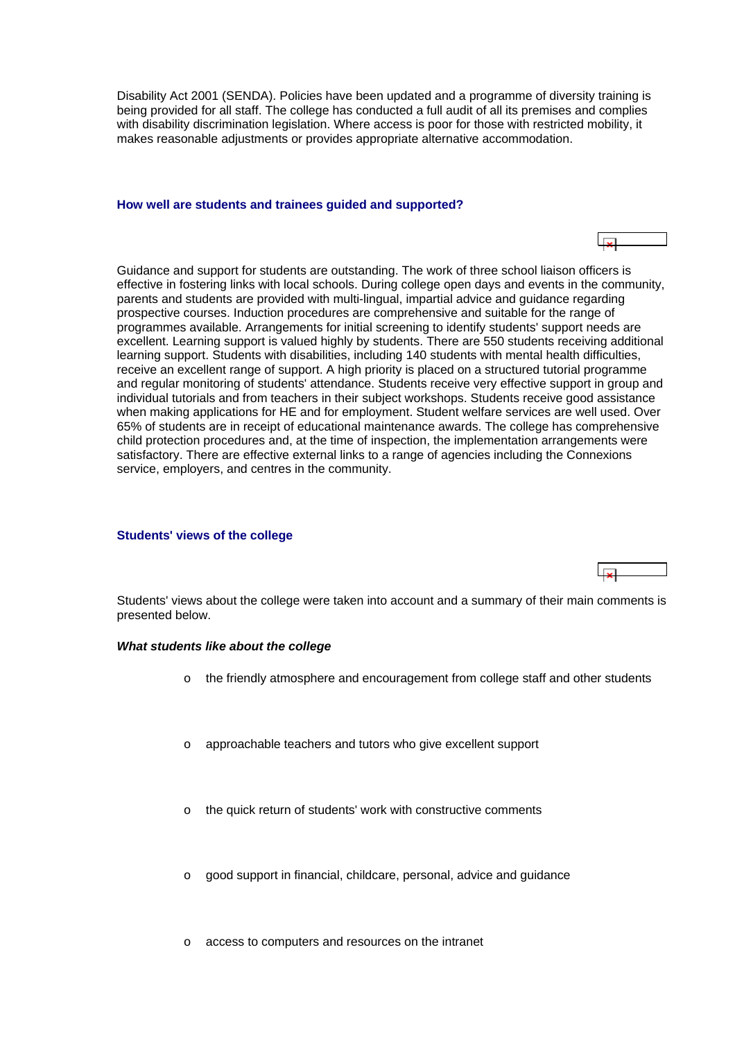Disability Act 2001 (SENDA). Policies have been updated and a programme of diversity training is being provided for all staff. The college has conducted a full audit of all its premises and complies with disability discrimination legislation. Where access is poor for those with restricted mobility, it makes reasonable adjustments or provides appropriate alternative accommodation.

### How well are students and trainees guided and supported?

Guidance and support for students are outstanding. The work of three school liaison officers is effective in fostering links with local schools. During college open days and events in the community, parents and students are provided with multi-lingual, impartial advice and guidance regarding prospective courses. Induction procedures are comprehensive and suitable for the range of programmes available. Arrangements for initial screening to identify students' support needs are excellent. Learning support is valued highly by students. There are 550 students receiving additional learning support. Students with disabilities, including 140 students with mental health difficulties, receive an excellent range of support. A high priority is placed on a structured tutorial programme and regular monitoring of students' attendance. Students receive very effective support in group and individual tutorials and from teachers in their subject workshops. Students receive good assistance when making applications for HE and for employment. Student welfare services are well used. Over 65% of students are in receipt of educational maintenance awards. The college has comprehensive child protection procedures and, at the time of inspection, the implementation arrangements were satisfactory. There are effective external links to a range of agencies including the Connexions service, employers, and centres in the community.

### Students' views of the college

Students' views about the college were taken into account and a summary of their main comments is presented below.

***What students like about the college***

- the friendly atmosphere and encouragement from college staff and other students
- approachable teachers and tutors who give excellent support
- the quick return of students' work with constructive comments
- good support in financial, childcare, personal, advice and guidance
- access to computers and resources on the intranet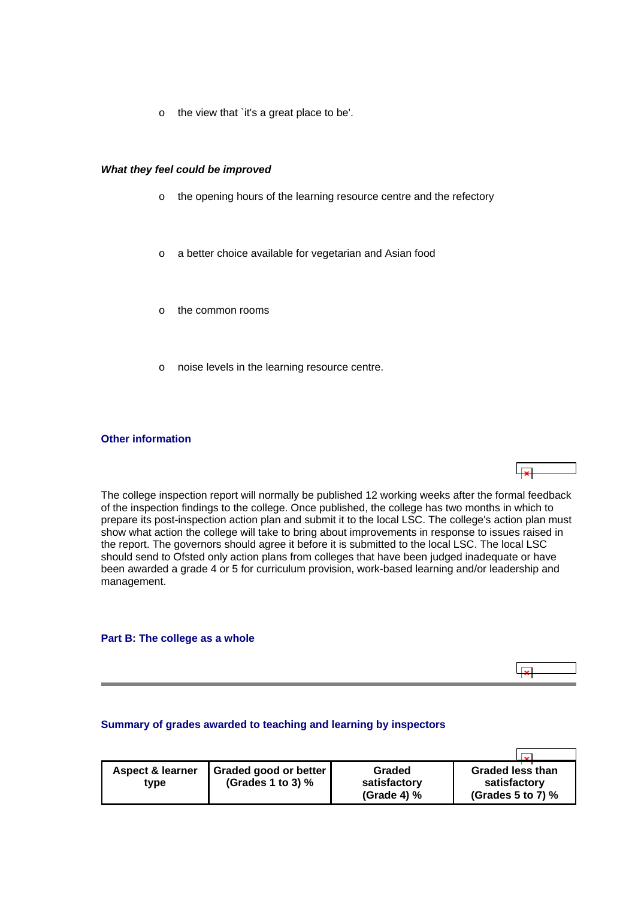- the view that `it's a great place to be'.

***What they feel could be improved***

- the opening hours of the learning resource centre and the refectory
- a better choice available for vegetarian and Asian food
- the common rooms
- noise levels in the learning resource centre.

### Other information

The college inspection report will normally be published 12 working weeks after the formal feedback of the inspection findings to the college. Once published, the college has two months in which to prepare its post-inspection action plan and submit it to the local LSC. The college's action plan must show what action the college will take to bring about improvements in response to issues raised in the report. The governors should agree it before it is submitted to the local LSC. The local LSC should send to Ofsted only action plans from colleges that have been judged inadequate or have been awarded a grade 4 or 5 for curriculum provision, work-based learning and/or leadership and management.

## Part B: The college as a whole

### Summary of grades awarded to teaching and learning by inspectors

| Aspect & learner type | Graded good or better (Grades 1 to 3) % | Graded satisfactory (Grade 4) % | Graded less than satisfactory (Grades 5 to 7) % |
|---|---|---|---|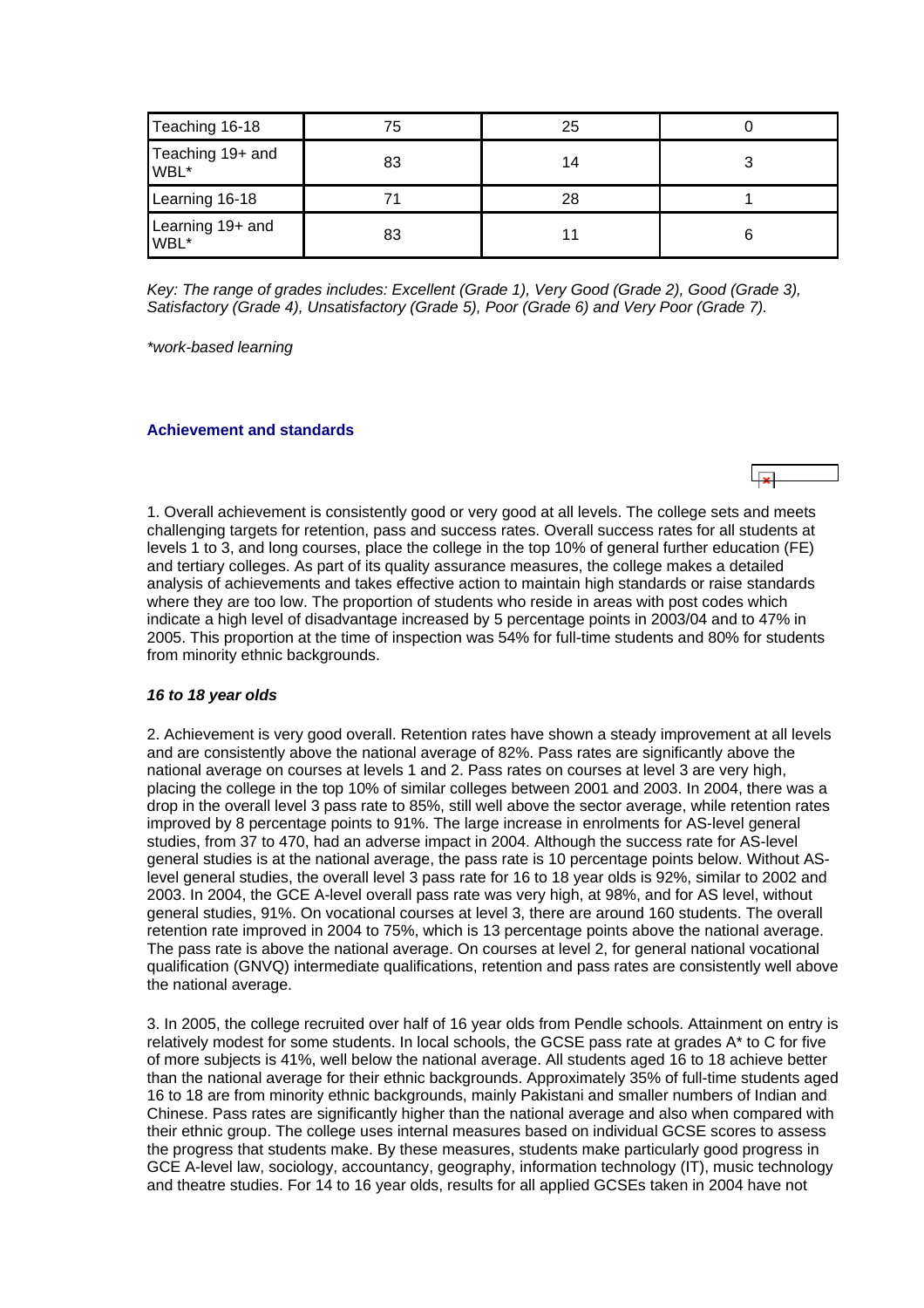| | | | |
|---|---|---|---|
| Teaching 16-18 | 75 | 25 | 0 |
| Teaching 19+ and WBL* | 83 | 14 | 3 |
| Learning 16-18 | 71 | 28 | 1 |
| Learning 19+ and WBL* | 83 | 11 | 6 |

*Key: The range of grades includes: Excellent (Grade 1), Very Good (Grade 2), Good (Grade 3), Satisfactory (Grade 4), Unsatisfactory (Grade 5), Poor (Grade 6) and Very Poor (Grade 7).*

**work-based learning*

### Achievement and standards

1. Overall achievement is consistently good or very good at all levels. The college sets and meets challenging targets for retention, pass and success rates. Overall success rates for all students at levels 1 to 3, and long courses, place the college in the top 10% of general further education (FE) and tertiary colleges. As part of its quality assurance measures, the college makes a detailed analysis of achievements and takes effective action to maintain high standards or raise standards where they are too low. The proportion of students who reside in areas with post codes which indicate a high level of disadvantage increased by 5 percentage points in 2003/04 and to 47% in 2005. This proportion at the time of inspection was 54% for full-time students and 80% for students from minority ethnic backgrounds.

#### *16 to 18 year olds*

2. Achievement is very good overall. Retention rates have shown a steady improvement at all levels and are consistently above the national average of 82%. Pass rates are significantly above the national average on courses at levels 1 and 2. Pass rates on courses at level 3 are very high, placing the college in the top 10% of similar colleges between 2001 and 2003. In 2004, there was a drop in the overall level 3 pass rate to 85%, still well above the sector average, while retention rates improved by 8 percentage points to 91%. The large increase in enrolments for AS-level general studies, from 37 to 470, had an adverse impact in 2004. Although the success rate for AS-level general studies is at the national average, the pass rate is 10 percentage points below. Without AS-level general studies, the overall level 3 pass rate for 16 to 18 year olds is 92%, similar to 2002 and 2003. In 2004, the GCE A-level overall pass rate was very high, at 98%, and for AS level, without general studies, 91%. On vocational courses at level 3, there are around 160 students. The overall retention rate improved in 2004 to 75%, which is 13 percentage points above the national average. The pass rate is above the national average. On courses at level 2, for general national vocational qualification (GNVQ) intermediate qualifications, retention and pass rates are consistently well above the national average.

3. In 2005, the college recruited over half of 16 year olds from Pendle schools. Attainment on entry is relatively modest for some students. In local schools, the GCSE pass rate at grades A* to C for five of more subjects is 41%, well below the national average. All students aged 16 to 18 achieve better than the national average for their ethnic backgrounds. Approximately 35% of full-time students aged 16 to 18 are from minority ethnic backgrounds, mainly Pakistani and smaller numbers of Indian and Chinese. Pass rates are significantly higher than the national average and also when compared with their ethnic group. The college uses internal measures based on individual GCSE scores to assess the progress that students make. By these measures, students make particularly good progress in GCE A-level law, sociology, accountancy, geography, information technology (IT), music technology and theatre studies. For 14 to 16 year olds, results for all applied GCSEs taken in 2004 have not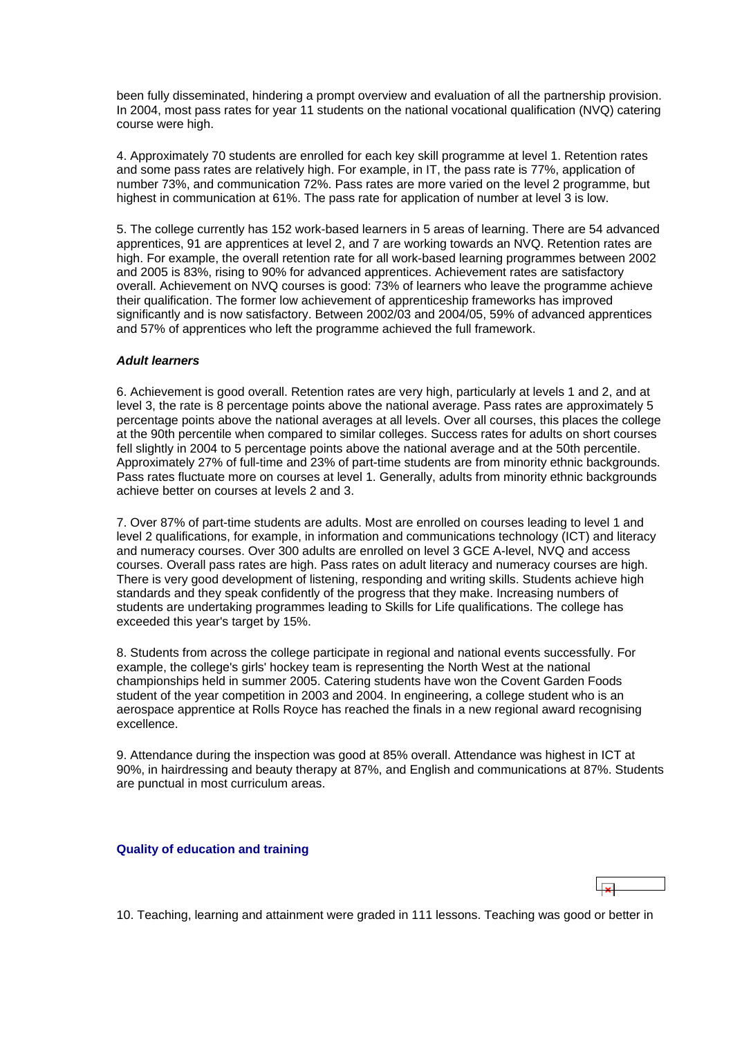been fully disseminated, hindering a prompt overview and evaluation of all the partnership provision. In 2004, most pass rates for year 11 students on the national vocational qualification (NVQ) catering course were high.

4. Approximately 70 students are enrolled for each key skill programme at level 1. Retention rates and some pass rates are relatively high. For example, in IT, the pass rate is 77%, application of number 73%, and communication 72%. Pass rates are more varied on the level 2 programme, but highest in communication at 61%. The pass rate for application of number at level 3 is low.

5. The college currently has 152 work-based learners in 5 areas of learning. There are 54 advanced apprentices, 91 are apprentices at level 2, and 7 are working towards an NVQ. Retention rates are high. For example, the overall retention rate for all work-based learning programmes between 2002 and 2005 is 83%, rising to 90% for advanced apprentices. Achievement rates are satisfactory overall. Achievement on NVQ courses is good: 73% of learners who leave the programme achieve their qualification. The former low achievement of apprenticeship frameworks has improved significantly and is now satisfactory. Between 2002/03 and 2004/05, 59% of advanced apprentices and 57% of apprentices who left the programme achieved the full framework.

***Adult learners***

6. Achievement is good overall. Retention rates are very high, particularly at levels 1 and 2, and at level 3, the rate is 8 percentage points above the national average. Pass rates are approximately 5 percentage points above the national averages at all levels. Over all courses, this places the college at the 90th percentile when compared to similar colleges. Success rates for adults on short courses fell slightly in 2004 to 5 percentage points above the national average and at the 50th percentile. Approximately 27% of full-time and 23% of part-time students are from minority ethnic backgrounds. Pass rates fluctuate more on courses at level 1. Generally, adults from minority ethnic backgrounds achieve better on courses at levels 2 and 3.

7. Over 87% of part-time students are adults. Most are enrolled on courses leading to level 1 and level 2 qualifications, for example, in information and communications technology (ICT) and literacy and numeracy courses. Over 300 adults are enrolled on level 3 GCE A-level, NVQ and access courses. Overall pass rates are high. Pass rates on adult literacy and numeracy courses are high. There is very good development of listening, responding and writing skills. Students achieve high standards and they speak confidently of the progress that they make. Increasing numbers of students are undertaking programmes leading to Skills for Life qualifications. The college has exceeded this year's target by 15%.

8. Students from across the college participate in regional and national events successfully. For example, the college's girls' hockey team is representing the North West at the national championships held in summer 2005. Catering students have won the Covent Garden Foods student of the year competition in 2003 and 2004. In engineering, a college student who is an aerospace apprentice at Rolls Royce has reached the finals in a new regional award recognising excellence.

9. Attendance during the inspection was good at 85% overall. Attendance was highest in ICT at 90%, in hairdressing and beauty therapy at 87%, and English and communications at 87%. Students are punctual in most curriculum areas.

### Quality of education and training

10. Teaching, learning and attainment were graded in 111 lessons. Teaching was good or better in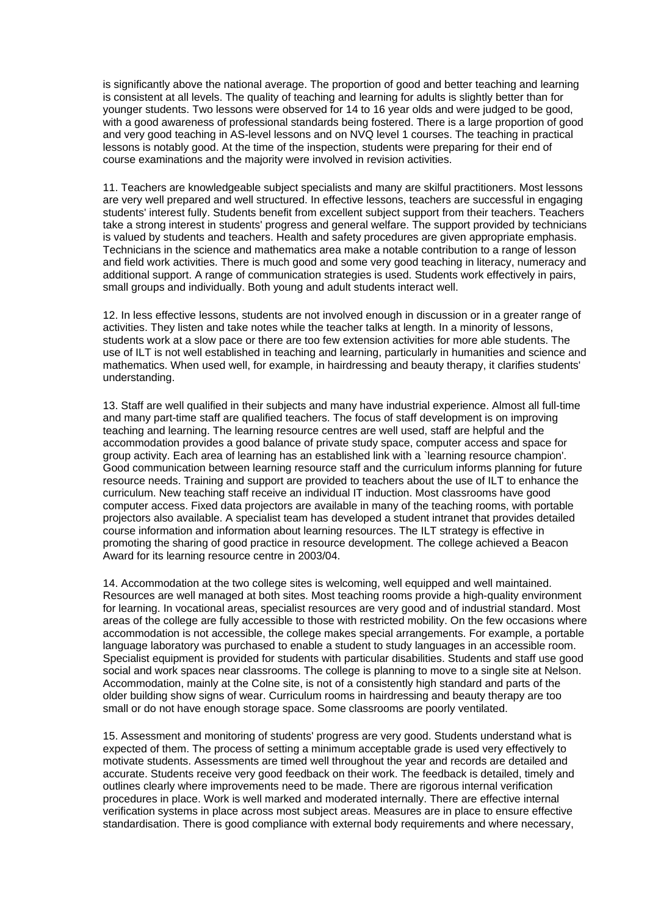is significantly above the national average. The proportion of good and better teaching and learning is consistent at all levels. The quality of teaching and learning for adults is slightly better than for younger students. Two lessons were observed for 14 to 16 year olds and were judged to be good, with a good awareness of professional standards being fostered. There is a large proportion of good and very good teaching in AS-level lessons and on NVQ level 1 courses. The teaching in practical lessons is notably good. At the time of the inspection, students were preparing for their end of course examinations and the majority were involved in revision activities.

11. Teachers are knowledgeable subject specialists and many are skilful practitioners. Most lessons are very well prepared and well structured. In effective lessons, teachers are successful in engaging students' interest fully. Students benefit from excellent subject support from their teachers. Teachers take a strong interest in students' progress and general welfare. The support provided by technicians is valued by students and teachers. Health and safety procedures are given appropriate emphasis. Technicians in the science and mathematics area make a notable contribution to a range of lesson and field work activities. There is much good and some very good teaching in literacy, numeracy and additional support. A range of communication strategies is used. Students work effectively in pairs, small groups and individually. Both young and adult students interact well.

12. In less effective lessons, students are not involved enough in discussion or in a greater range of activities. They listen and take notes while the teacher talks at length. In a minority of lessons, students work at a slow pace or there are too few extension activities for more able students. The use of ILT is not well established in teaching and learning, particularly in humanities and science and mathematics. When used well, for example, in hairdressing and beauty therapy, it clarifies students' understanding.

13. Staff are well qualified in their subjects and many have industrial experience. Almost all full-time and many part-time staff are qualified teachers. The focus of staff development is on improving teaching and learning. The learning resource centres are well used, staff are helpful and the accommodation provides a good balance of private study space, computer access and space for group activity. Each area of learning has an established link with a `learning resource champion'. Good communication between learning resource staff and the curriculum informs planning for future resource needs. Training and support are provided to teachers about the use of ILT to enhance the curriculum. New teaching staff receive an individual IT induction. Most classrooms have good computer access. Fixed data projectors are available in many of the teaching rooms, with portable projectors also available. A specialist team has developed a student intranet that provides detailed course information and information about learning resources. The ILT strategy is effective in promoting the sharing of good practice in resource development. The college achieved a Beacon Award for its learning resource centre in 2003/04.

14. Accommodation at the two college sites is welcoming, well equipped and well maintained. Resources are well managed at both sites. Most teaching rooms provide a high-quality environment for learning. In vocational areas, specialist resources are very good and of industrial standard. Most areas of the college are fully accessible to those with restricted mobility. On the few occasions where accommodation is not accessible, the college makes special arrangements. For example, a portable language laboratory was purchased to enable a student to study languages in an accessible room. Specialist equipment is provided for students with particular disabilities. Students and staff use good social and work spaces near classrooms. The college is planning to move to a single site at Nelson. Accommodation, mainly at the Colne site, is not of a consistently high standard and parts of the older building show signs of wear. Curriculum rooms in hairdressing and beauty therapy are too small or do not have enough storage space. Some classrooms are poorly ventilated.

15. Assessment and monitoring of students' progress are very good. Students understand what is expected of them. The process of setting a minimum acceptable grade is used very effectively to motivate students. Assessments are timed well throughout the year and records are detailed and accurate. Students receive very good feedback on their work. The feedback is detailed, timely and outlines clearly where improvements need to be made. There are rigorous internal verification procedures in place. Work is well marked and moderated internally. There are effective internal verification systems in place across most subject areas. Measures are in place to ensure effective standardisation. There is good compliance with external body requirements and where necessary,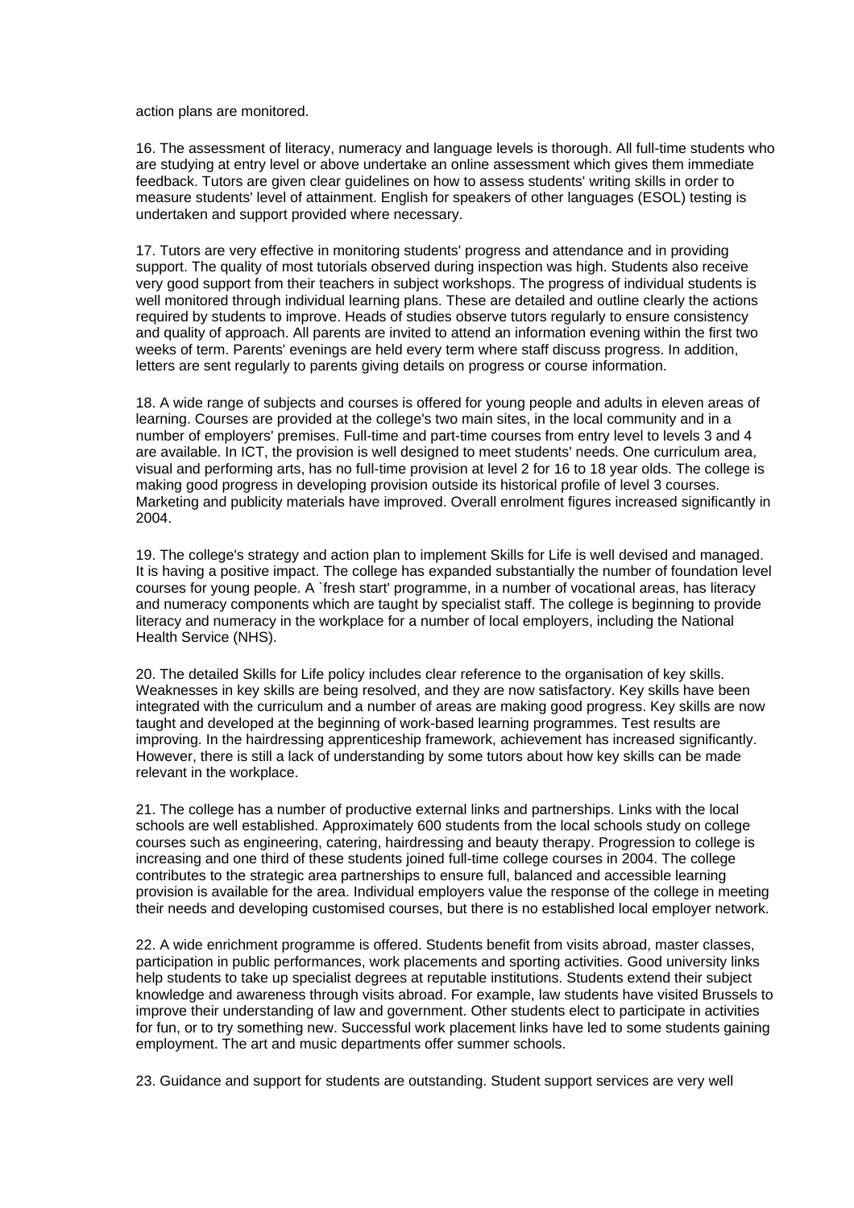action plans are monitored.

16. The assessment of literacy, numeracy and language levels is thorough. All full-time students who are studying at entry level or above undertake an online assessment which gives them immediate feedback. Tutors are given clear guidelines on how to assess students' writing skills in order to measure students' level of attainment. English for speakers of other languages (ESOL) testing is undertaken and support provided where necessary.

17. Tutors are very effective in monitoring students' progress and attendance and in providing support. The quality of most tutorials observed during inspection was high. Students also receive very good support from their teachers in subject workshops. The progress of individual students is well monitored through individual learning plans. These are detailed and outline clearly the actions required by students to improve. Heads of studies observe tutors regularly to ensure consistency and quality of approach. All parents are invited to attend an information evening within the first two weeks of term. Parents' evenings are held every term where staff discuss progress. In addition, letters are sent regularly to parents giving details on progress or course information.

18. A wide range of subjects and courses is offered for young people and adults in eleven areas of learning. Courses are provided at the college's two main sites, in the local community and in a number of employers' premises. Full-time and part-time courses from entry level to levels 3 and 4 are available. In ICT, the provision is well designed to meet students' needs. One curriculum area, visual and performing arts, has no full-time provision at level 2 for 16 to 18 year olds. The college is making good progress in developing provision outside its historical profile of level 3 courses. Marketing and publicity materials have improved. Overall enrolment figures increased significantly in 2004.

19. The college's strategy and action plan to implement Skills for Life is well devised and managed. It is having a positive impact. The college has expanded substantially the number of foundation level courses for young people. A `fresh start' programme, in a number of vocational areas, has literacy and numeracy components which are taught by specialist staff. The college is beginning to provide literacy and numeracy in the workplace for a number of local employers, including the National Health Service (NHS).

20. The detailed Skills for Life policy includes clear reference to the organisation of key skills. Weaknesses in key skills are being resolved, and they are now satisfactory. Key skills have been integrated with the curriculum and a number of areas are making good progress. Key skills are now taught and developed at the beginning of work-based learning programmes. Test results are improving. In the hairdressing apprenticeship framework, achievement has increased significantly. However, there is still a lack of understanding by some tutors about how key skills can be made relevant in the workplace.

21. The college has a number of productive external links and partnerships. Links with the local schools are well established. Approximately 600 students from the local schools study on college courses such as engineering, catering, hairdressing and beauty therapy. Progression to college is increasing and one third of these students joined full-time college courses in 2004. The college contributes to the strategic area partnerships to ensure full, balanced and accessible learning provision is available for the area. Individual employers value the response of the college in meeting their needs and developing customised courses, but there is no established local employer network.

22. A wide enrichment programme is offered. Students benefit from visits abroad, master classes, participation in public performances, work placements and sporting activities. Good university links help students to take up specialist degrees at reputable institutions. Students extend their subject knowledge and awareness through visits abroad. For example, law students have visited Brussels to improve their understanding of law and government. Other students elect to participate in activities for fun, or to try something new. Successful work placement links have led to some students gaining employment. The art and music departments offer summer schools.

23. Guidance and support for students are outstanding. Student support services are very well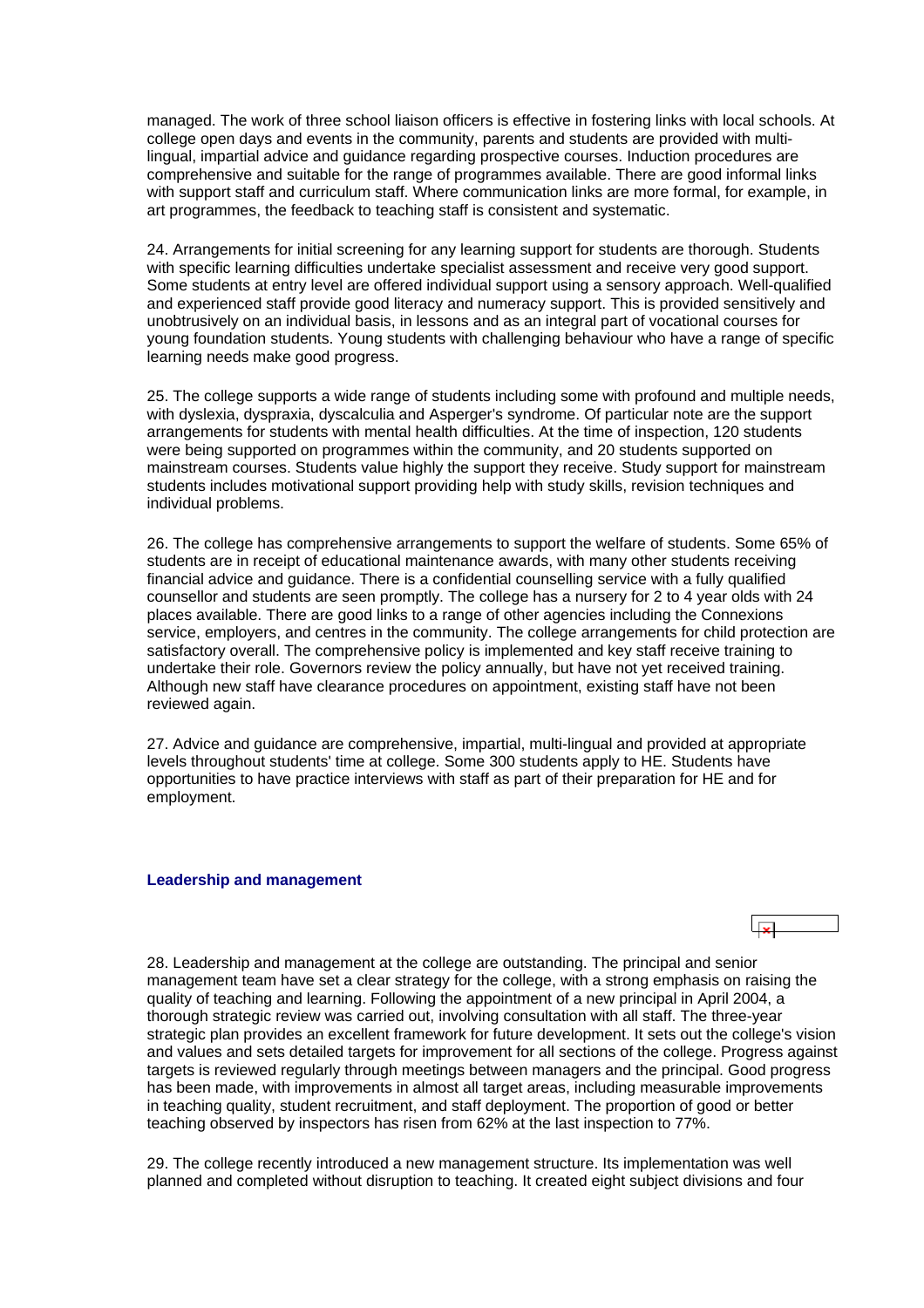managed. The work of three school liaison officers is effective in fostering links with local schools. At college open days and events in the community, parents and students are provided with multi-lingual, impartial advice and guidance regarding prospective courses. Induction procedures are comprehensive and suitable for the range of programmes available. There are good informal links with support staff and curriculum staff. Where communication links are more formal, for example, in art programmes, the feedback to teaching staff is consistent and systematic.

24. Arrangements for initial screening for any learning support for students are thorough. Students with specific learning difficulties undertake specialist assessment and receive very good support. Some students at entry level are offered individual support using a sensory approach. Well-qualified and experienced staff provide good literacy and numeracy support. This is provided sensitively and unobtrusively on an individual basis, in lessons and as an integral part of vocational courses for young foundation students. Young students with challenging behaviour who have a range of specific learning needs make good progress.

25. The college supports a wide range of students including some with profound and multiple needs, with dyslexia, dyspraxia, dyscalculia and Asperger's syndrome. Of particular note are the support arrangements for students with mental health difficulties. At the time of inspection, 120 students were being supported on programmes within the community, and 20 students supported on mainstream courses. Students value highly the support they receive. Study support for mainstream students includes motivational support providing help with study skills, revision techniques and individual problems.

26. The college has comprehensive arrangements to support the welfare of students. Some 65% of students are in receipt of educational maintenance awards, with many other students receiving financial advice and guidance. There is a confidential counselling service with a fully qualified counsellor and students are seen promptly. The college has a nursery for 2 to 4 year olds with 24 places available. There are good links to a range of other agencies including the Connexions service, employers, and centres in the community. The college arrangements for child protection are satisfactory overall. The comprehensive policy is implemented and key staff receive training to undertake their role. Governors review the policy annually, but have not yet received training. Although new staff have clearance procedures on appointment, existing staff have not been reviewed again.

27. Advice and guidance are comprehensive, impartial, multi-lingual and provided at appropriate levels throughout students' time at college. Some 300 students apply to HE. Students have opportunities to have practice interviews with staff as part of their preparation for HE and for employment.

### Leadership and management

28. Leadership and management at the college are outstanding. The principal and senior management team have set a clear strategy for the college, with a strong emphasis on raising the quality of teaching and learning. Following the appointment of a new principal in April 2004, a thorough strategic review was carried out, involving consultation with all staff. The three-year strategic plan provides an excellent framework for future development. It sets out the college's vision and values and sets detailed targets for improvement for all sections of the college. Progress against targets is reviewed regularly through meetings between managers and the principal. Good progress has been made, with improvements in almost all target areas, including measurable improvements in teaching quality, student recruitment, and staff deployment. The proportion of good or better teaching observed by inspectors has risen from 62% at the last inspection to 77%.

29. The college recently introduced a new management structure. Its implementation was well planned and completed without disruption to teaching. It created eight subject divisions and four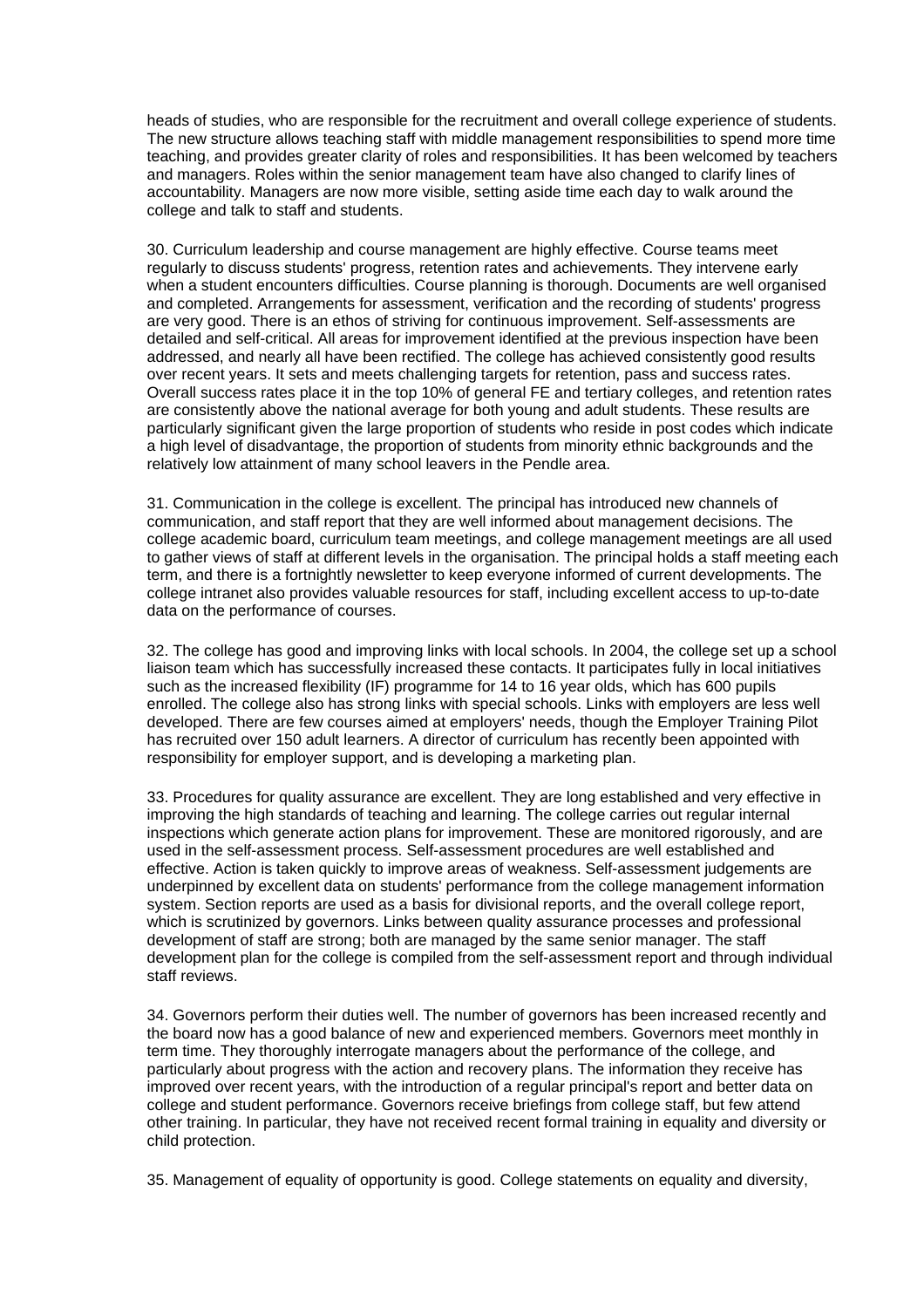heads of studies, who are responsible for the recruitment and overall college experience of students. The new structure allows teaching staff with middle management responsibilities to spend more time teaching, and provides greater clarity of roles and responsibilities. It has been welcomed by teachers and managers. Roles within the senior management team have also changed to clarify lines of accountability. Managers are now more visible, setting aside time each day to walk around the college and talk to staff and students.

30. Curriculum leadership and course management are highly effective. Course teams meet regularly to discuss students' progress, retention rates and achievements. They intervene early when a student encounters difficulties. Course planning is thorough. Documents are well organised and completed. Arrangements for assessment, verification and the recording of students' progress are very good. There is an ethos of striving for continuous improvement. Self-assessments are detailed and self-critical. All areas for improvement identified at the previous inspection have been addressed, and nearly all have been rectified. The college has achieved consistently good results over recent years. It sets and meets challenging targets for retention, pass and success rates. Overall success rates place it in the top 10% of general FE and tertiary colleges, and retention rates are consistently above the national average for both young and adult students. These results are particularly significant given the large proportion of students who reside in post codes which indicate a high level of disadvantage, the proportion of students from minority ethnic backgrounds and the relatively low attainment of many school leavers in the Pendle area.

31. Communication in the college is excellent. The principal has introduced new channels of communication, and staff report that they are well informed about management decisions. The college academic board, curriculum team meetings, and college management meetings are all used to gather views of staff at different levels in the organisation. The principal holds a staff meeting each term, and there is a fortnightly newsletter to keep everyone informed of current developments. The college intranet also provides valuable resources for staff, including excellent access to up-to-date data on the performance of courses.

32. The college has good and improving links with local schools. In 2004, the college set up a school liaison team which has successfully increased these contacts. It participates fully in local initiatives such as the increased flexibility (IF) programme for 14 to 16 year olds, which has 600 pupils enrolled. The college also has strong links with special schools. Links with employers are less well developed. There are few courses aimed at employers' needs, though the Employer Training Pilot has recruited over 150 adult learners. A director of curriculum has recently been appointed with responsibility for employer support, and is developing a marketing plan.

33. Procedures for quality assurance are excellent. They are long established and very effective in improving the high standards of teaching and learning. The college carries out regular internal inspections which generate action plans for improvement. These are monitored rigorously, and are used in the self-assessment process. Self-assessment procedures are well established and effective. Action is taken quickly to improve areas of weakness. Self-assessment judgements are underpinned by excellent data on students' performance from the college management information system. Section reports are used as a basis for divisional reports, and the overall college report, which is scrutinized by governors. Links between quality assurance processes and professional development of staff are strong; both are managed by the same senior manager. The staff development plan for the college is compiled from the self-assessment report and through individual staff reviews.

34. Governors perform their duties well. The number of governors has been increased recently and the board now has a good balance of new and experienced members. Governors meet monthly in term time. They thoroughly interrogate managers about the performance of the college, and particularly about progress with the action and recovery plans. The information they receive has improved over recent years, with the introduction of a regular principal's report and better data on college and student performance. Governors receive briefings from college staff, but few attend other training. In particular, they have not received recent formal training in equality and diversity or child protection.

35. Management of equality of opportunity is good. College statements on equality and diversity,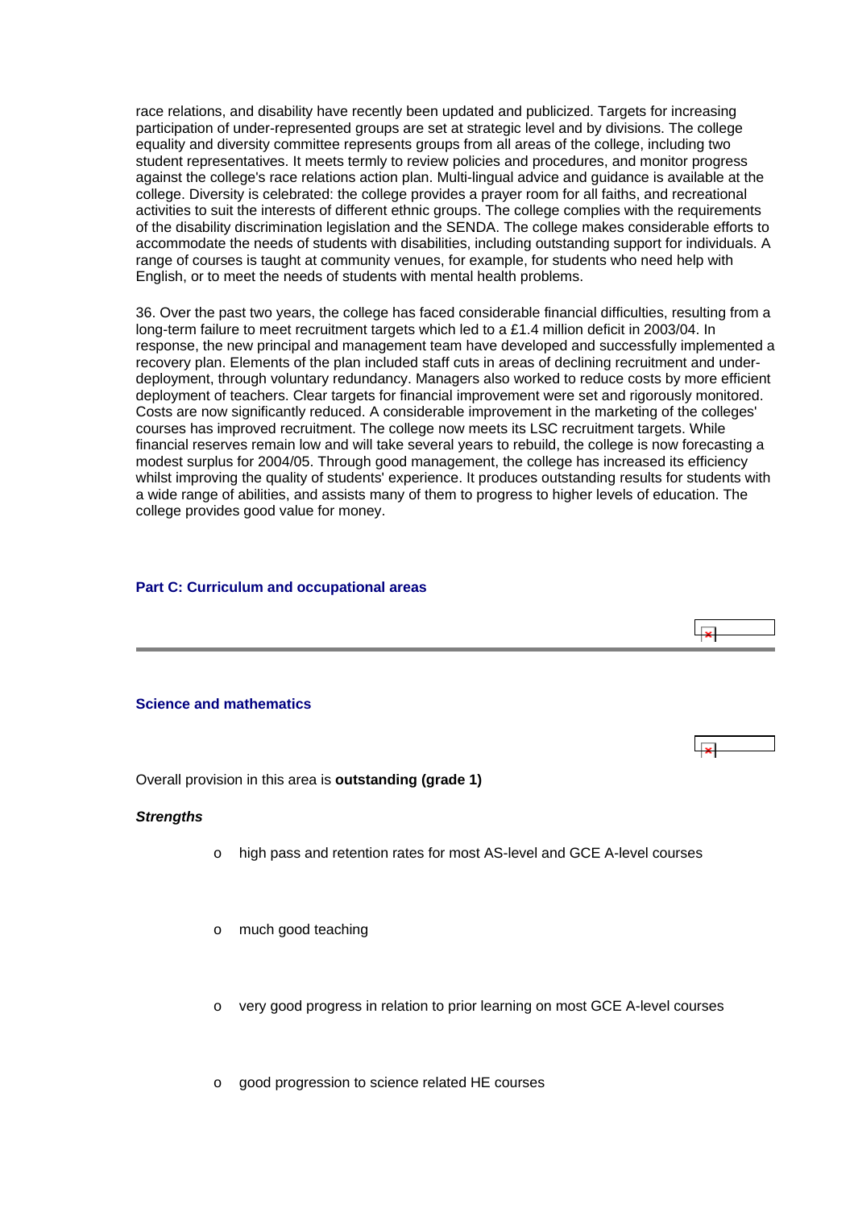race relations, and disability have recently been updated and publicized. Targets for increasing participation of under-represented groups are set at strategic level and by divisions. The college equality and diversity committee represents groups from all areas of the college, including two student representatives. It meets termly to review policies and procedures, and monitor progress against the college's race relations action plan. Multi-lingual advice and guidance is available at the college. Diversity is celebrated: the college provides a prayer room for all faiths, and recreational activities to suit the interests of different ethnic groups. The college complies with the requirements of the disability discrimination legislation and the SENDA. The college makes considerable efforts to accommodate the needs of students with disabilities, including outstanding support for individuals. A range of courses is taught at community venues, for example, for students who need help with English, or to meet the needs of students with mental health problems.

36. Over the past two years, the college has faced considerable financial difficulties, resulting from a long-term failure to meet recruitment targets which led to a £1.4 million deficit in 2003/04. In response, the new principal and management team have developed and successfully implemented a recovery plan. Elements of the plan included staff cuts in areas of declining recruitment and under-deployment, through voluntary redundancy. Managers also worked to reduce costs by more efficient deployment of teachers. Clear targets for financial improvement were set and rigorously monitored. Costs are now significantly reduced. A considerable improvement in the marketing of the colleges' courses has improved recruitment. The college now meets its LSC recruitment targets. While financial reserves remain low and will take several years to rebuild, the college is now forecasting a modest surplus for 2004/05. Through good management, the college has increased its efficiency whilst improving the quality of students' experience. It produces outstanding results for students with a wide range of abilities, and assists many of them to progress to higher levels of education. The college provides good value for money.

## Part C: Curriculum and occupational areas

---

### Science and mathematics

Overall provision in this area is **outstanding (grade 1)**

***Strengths***

- high pass and retention rates for most AS-level and GCE A-level courses
- much good teaching
- very good progress in relation to prior learning on most GCE A-level courses
- good progression to science related HE courses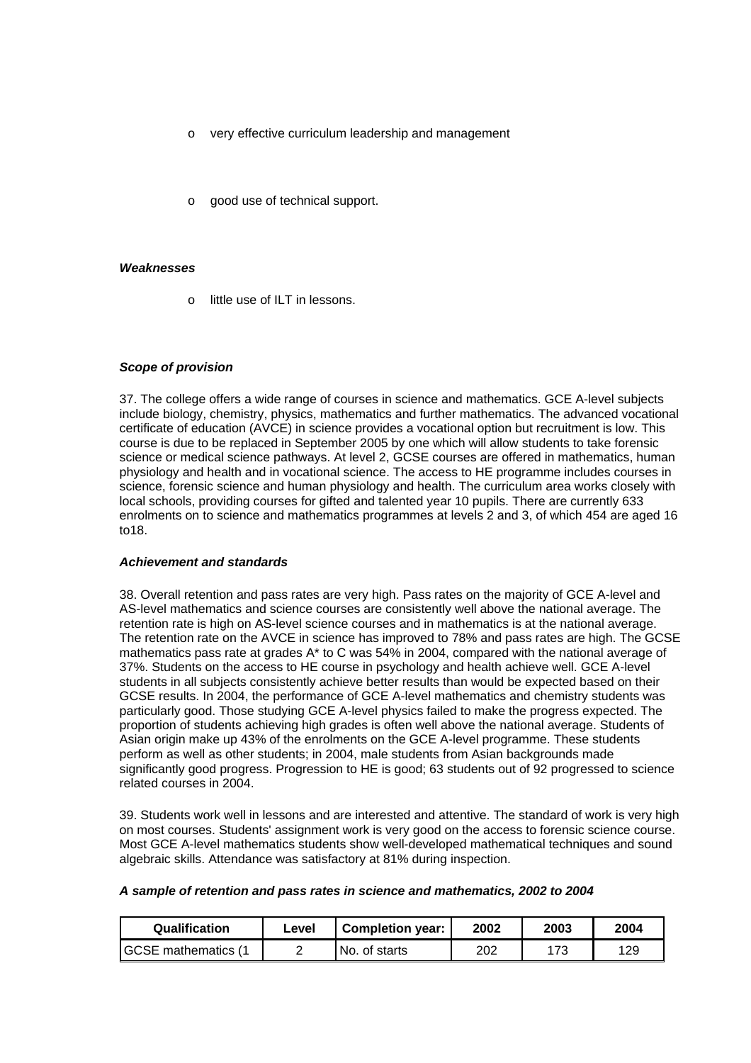- very effective curriculum leadership and management
- good use of technical support.

***Weaknesses***

- little use of ILT in lessons.

***Scope of provision***

37. The college offers a wide range of courses in science and mathematics. GCE A-level subjects include biology, chemistry, physics, mathematics and further mathematics. The advanced vocational certificate of education (AVCE) in science provides a vocational option but recruitment is low. This course is due to be replaced in September 2005 by one which will allow students to take forensic science or medical science pathways. At level 2, GCSE courses are offered in mathematics, human physiology and health and in vocational science. The access to HE programme includes courses in science, forensic science and human physiology and health. The curriculum area works closely with local schools, providing courses for gifted and talented year 10 pupils. There are currently 633 enrolments on to science and mathematics programmes at levels 2 and 3, of which 454 are aged 16 to18.

***Achievement and standards***

38. Overall retention and pass rates are very high. Pass rates on the majority of GCE A-level and AS-level mathematics and science courses are consistently well above the national average. The retention rate is high on AS-level science courses and in mathematics is at the national average. The retention rate on the AVCE in science has improved to 78% and pass rates are high. The GCSE mathematics pass rate at grades A* to C was 54% in 2004, compared with the national average of 37%. Students on the access to HE course in psychology and health achieve well. GCE A-level students in all subjects consistently achieve better results than would be expected based on their GCSE results. In 2004, the performance of GCE A-level mathematics and chemistry students was particularly good. Those studying GCE A-level physics failed to make the progress expected. The proportion of students achieving high grades is often well above the national average. Students of Asian origin make up 43% of the enrolments on the GCE A-level programme. These students perform as well as other students; in 2004, male students from Asian backgrounds made significantly good progress. Progression to HE is good; 63 students out of 92 progressed to science related courses in 2004.

39. Students work well in lessons and are interested and attentive. The standard of work is very high on most courses. Students' assignment work is very good on the access to forensic science course. Most GCE A-level mathematics students show well-developed mathematical techniques and sound algebraic skills. Attendance was satisfactory at 81% during inspection.

***A sample of retention and pass rates in science and mathematics, 2002 to 2004***

| Qualification | Level | Completion year: | 2002 | 2003 | 2004 |
|---|---|---|---|---|---|
| GCSE mathematics (1 | 2 | No. of starts | 202 | 173 | 129 |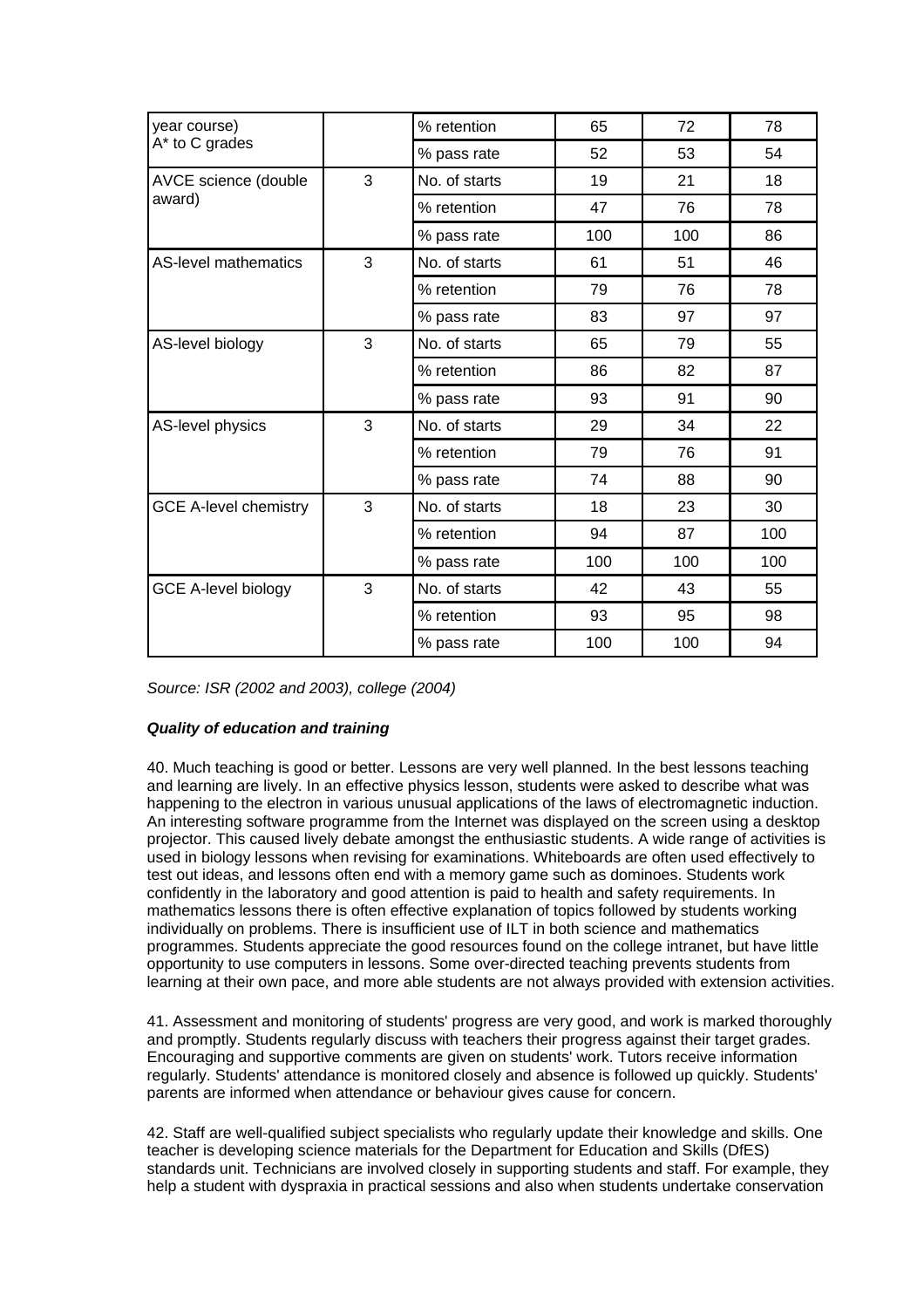| | | | | | |
|---|---|---|---|---|---|
| year course) A* to C grades | | % retention | 65 | 72 | 78 |
| | | % pass rate | 52 | 53 | 54 |
| AVCE science (double award) | 3 | No. of starts | 19 | 21 | 18 |
| | | % retention | 47 | 76 | 78 |
| | | % pass rate | 100 | 100 | 86 |
| AS-level mathematics | 3 | No. of starts | 61 | 51 | 46 |
| | | % retention | 79 | 76 | 78 |
| | | % pass rate | 83 | 97 | 97 |
| AS-level biology | 3 | No. of starts | 65 | 79 | 55 |
| | | % retention | 86 | 82 | 87 |
| | | % pass rate | 93 | 91 | 90 |
| AS-level physics | 3 | No. of starts | 29 | 34 | 22 |
| | | % retention | 79 | 76 | 91 |
| | | % pass rate | 74 | 88 | 90 |
| GCE A-level chemistry | 3 | No. of starts | 18 | 23 | 30 |
| | | % retention | 94 | 87 | 100 |
| | | % pass rate | 100 | 100 | 100 |
| GCE A-level biology | 3 | No. of starts | 42 | 43 | 55 |
| | | % retention | 93 | 95 | 98 |
| | | % pass rate | 100 | 100 | 94 |

*Source: ISR (2002 and 2003), college (2004)*

***Quality of education and training***

40. Much teaching is good or better. Lessons are very well planned. In the best lessons teaching and learning are lively. In an effective physics lesson, students were asked to describe what was happening to the electron in various unusual applications of the laws of electromagnetic induction. An interesting software programme from the Internet was displayed on the screen using a desktop projector. This caused lively debate amongst the enthusiastic students. A wide range of activities is used in biology lessons when revising for examinations. Whiteboards are often used effectively to test out ideas, and lessons often end with a memory game such as dominoes. Students work confidently in the laboratory and good attention is paid to health and safety requirements. In mathematics lessons there is often effective explanation of topics followed by students working individually on problems. There is insufficient use of ILT in both science and mathematics programmes. Students appreciate the good resources found on the college intranet, but have little opportunity to use computers in lessons. Some over-directed teaching prevents students from learning at their own pace, and more able students are not always provided with extension activities.

41. Assessment and monitoring of students' progress are very good, and work is marked thoroughly and promptly. Students regularly discuss with teachers their progress against their target grades. Encouraging and supportive comments are given on students' work. Tutors receive information regularly. Students' attendance is monitored closely and absence is followed up quickly. Students' parents are informed when attendance or behaviour gives cause for concern.

42. Staff are well-qualified subject specialists who regularly update their knowledge and skills. One teacher is developing science materials for the Department for Education and Skills (DfES) standards unit. Technicians are involved closely in supporting students and staff. For example, they help a student with dyspraxia in practical sessions and also when students undertake conservation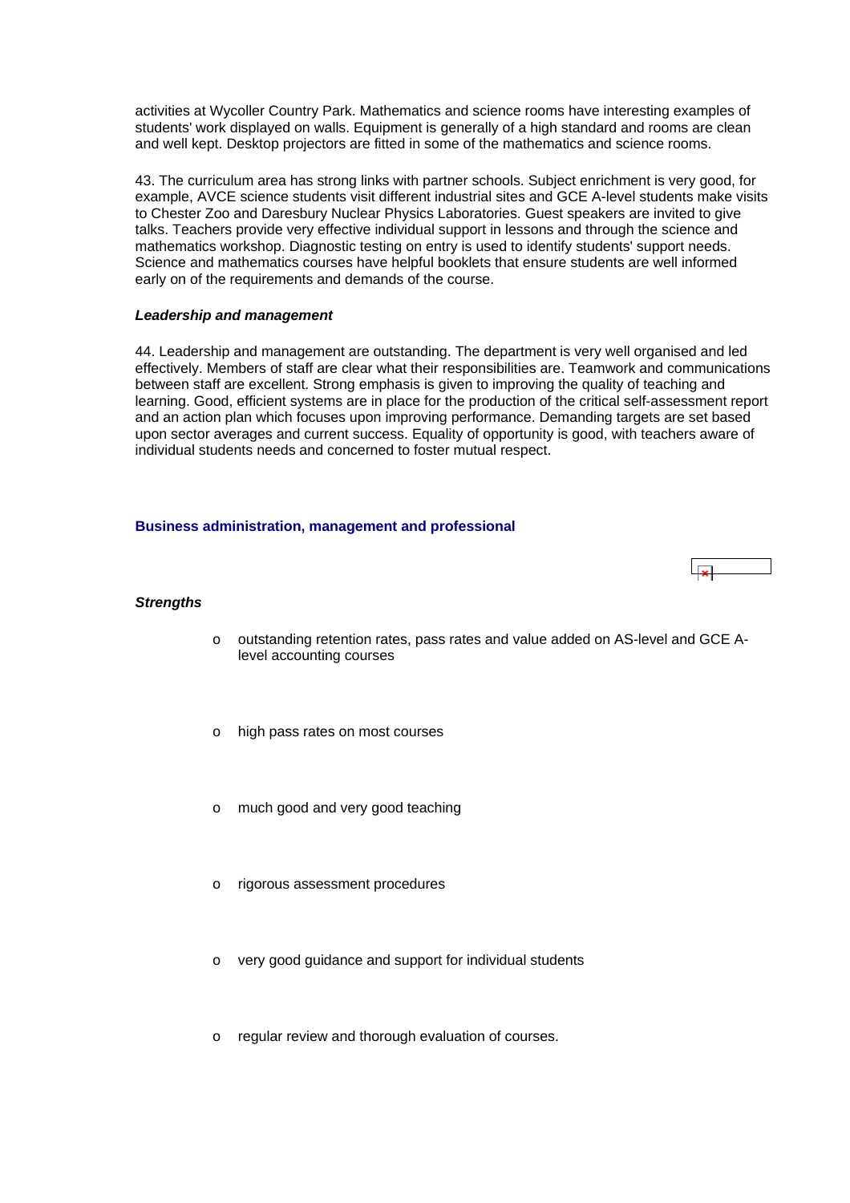activities at Wycoller Country Park. Mathematics and science rooms have interesting examples of students' work displayed on walls. Equipment is generally of a high standard and rooms are clean and well kept. Desktop projectors are fitted in some of the mathematics and science rooms.

43. The curriculum area has strong links with partner schools. Subject enrichment is very good, for example, AVCE science students visit different industrial sites and GCE A-level students make visits to Chester Zoo and Daresbury Nuclear Physics Laboratories. Guest speakers are invited to give talks. Teachers provide very effective individual support in lessons and through the science and mathematics workshop. Diagnostic testing on entry is used to identify students' support needs. Science and mathematics courses have helpful booklets that ensure students are well informed early on of the requirements and demands of the course.

***Leadership and management***

44. Leadership and management are outstanding. The department is very well organised and led effectively. Members of staff are clear what their responsibilities are. Teamwork and communications between staff are excellent. Strong emphasis is given to improving the quality of teaching and learning. Good, efficient systems are in place for the production of the critical self-assessment report and an action plan which focuses upon improving performance. Demanding targets are set based upon sector averages and current success. Equality of opportunity is good, with teachers aware of individual students needs and concerned to foster mutual respect.

## Business administration, management and professional

***Strengths***

- outstanding retention rates, pass rates and value added on AS-level and GCE A-level accounting courses
- high pass rates on most courses
- much good and very good teaching
- rigorous assessment procedures
- very good guidance and support for individual students
- regular review and thorough evaluation of courses.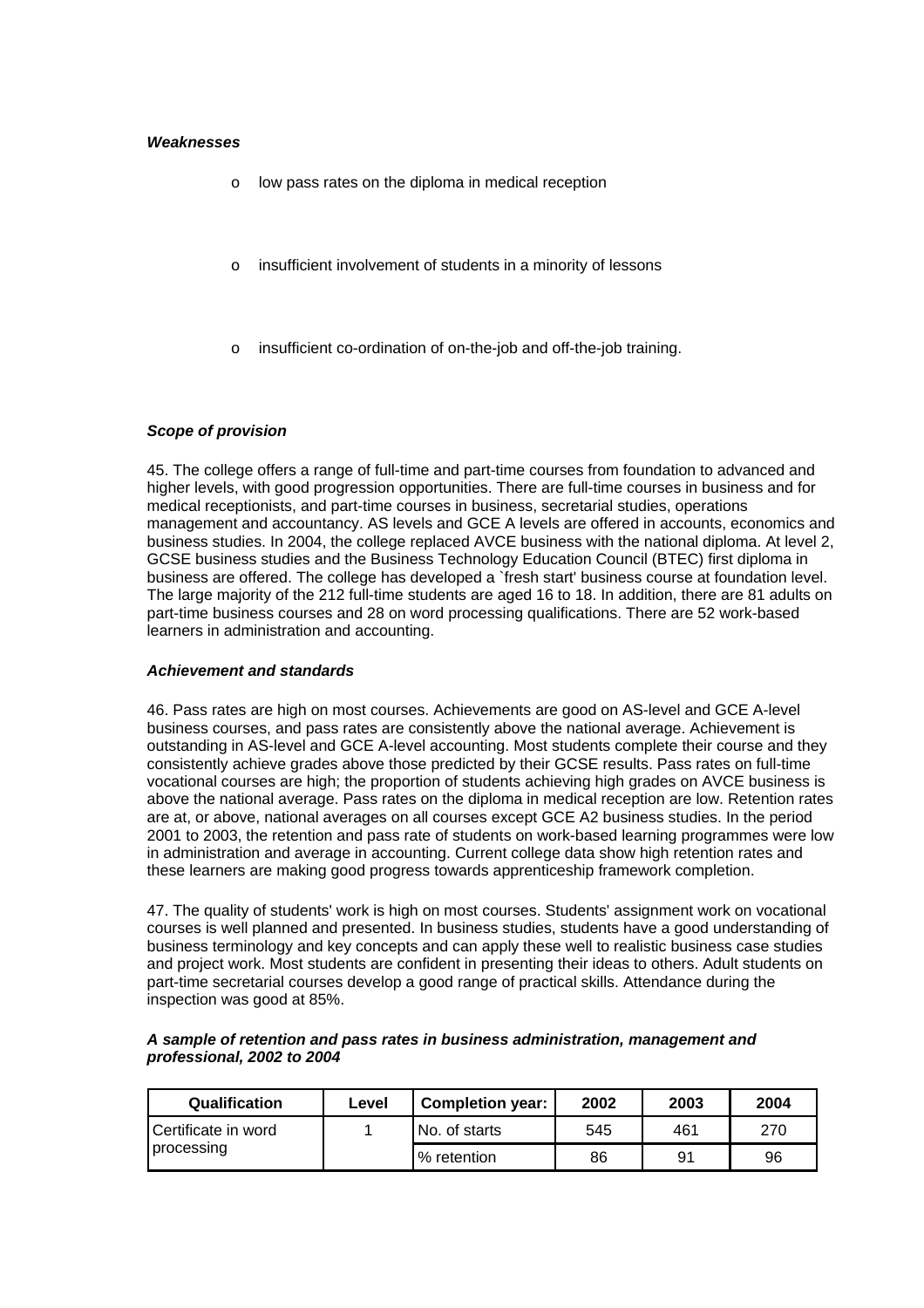***Weaknesses***

- low pass rates on the diploma in medical reception
- insufficient involvement of students in a minority of lessons
- insufficient co-ordination of on-the-job and off-the-job training.

***Scope of provision***

45. The college offers a range of full-time and part-time courses from foundation to advanced and higher levels, with good progression opportunities. There are full-time courses in business and for medical receptionists, and part-time courses in business, secretarial studies, operations management and accountancy. AS levels and GCE A levels are offered in accounts, economics and business studies. In 2004, the college replaced AVCE business with the national diploma. At level 2, GCSE business studies and the Business Technology Education Council (BTEC) first diploma in business are offered. The college has developed a `fresh start' business course at foundation level. The large majority of the 212 full-time students are aged 16 to 18. In addition, there are 81 adults on part-time business courses and 28 on word processing qualifications. There are 52 work-based learners in administration and accounting.

***Achievement and standards***

46. Pass rates are high on most courses. Achievements are good on AS-level and GCE A-level business courses, and pass rates are consistently above the national average. Achievement is outstanding in AS-level and GCE A-level accounting. Most students complete their course and they consistently achieve grades above those predicted by their GCSE results. Pass rates on full-time vocational courses are high; the proportion of students achieving high grades on AVCE business is above the national average. Pass rates on the diploma in medical reception are low. Retention rates are at, or above, national averages on all courses except GCE A2 business studies. In the period 2001 to 2003, the retention and pass rate of students on work-based learning programmes were low in administration and average in accounting. Current college data show high retention rates and these learners are making good progress towards apprenticeship framework completion.

47. The quality of students' work is high on most courses. Students' assignment work on vocational courses is well planned and presented. In business studies, students have a good understanding of business terminology and key concepts and can apply these well to realistic business case studies and project work. Most students are confident in presenting their ideas to others. Adult students on part-time secretarial courses develop a good range of practical skills. Attendance during the inspection was good at 85%.

***A sample of retention and pass rates in business administration, management and professional, 2002 to 2004***

| Qualification | Level | Completion year: | 2002 | 2003 | 2004 |
|---|---|---|---|---|---|
| Certificate in word processing | 1 | No. of starts | 545 | 461 | 270 |
| | | % retention | 86 | 91 | 96 |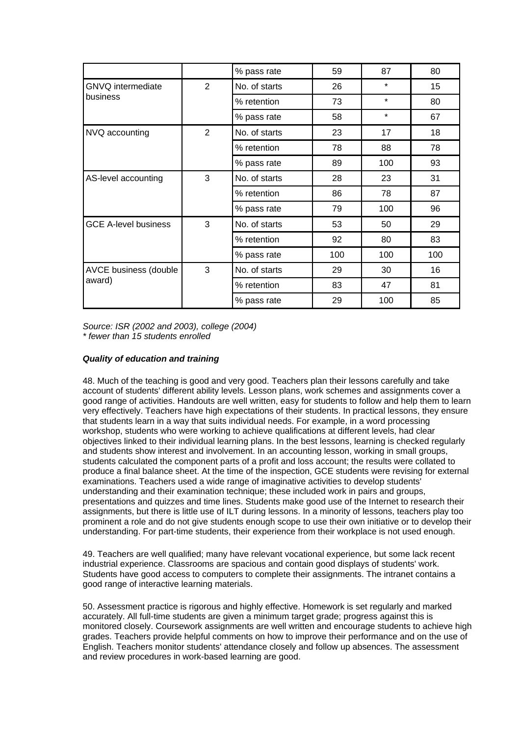| | | % pass rate | 59 | 87 | 80 |
|---|---|---|---|---|---|
| GNVQ intermediate business | 2 | No. of starts | 26 | * | 15 |
| | | % retention | 73 | * | 80 |
| | | % pass rate | 58 | * | 67 |
| NVQ accounting | 2 | No. of starts | 23 | 17 | 18 |
| | | % retention | 78 | 88 | 78 |
| | | % pass rate | 89 | 100 | 93 |
| AS-level accounting | 3 | No. of starts | 28 | 23 | 31 |
| | | % retention | 86 | 78 | 87 |
| | | % pass rate | 79 | 100 | 96 |
| GCE A-level business | 3 | No. of starts | 53 | 50 | 29 |
| | | % retention | 92 | 80 | 83 |
| | | % pass rate | 100 | 100 | 100 |
| AVCE business (double award) | 3 | No. of starts | 29 | 30 | 16 |
| | | % retention | 83 | 47 | 81 |
| | | % pass rate | 29 | 100 | 85 |

*Source: ISR (2002 and 2003), college (2004)*
*\* fewer than 15 students enrolled*

***Quality of education and training***

48. Much of the teaching is good and very good. Teachers plan their lessons carefully and take account of students' different ability levels. Lesson plans, work schemes and assignments cover a good range of activities. Handouts are well written, easy for students to follow and help them to learn very effectively. Teachers have high expectations of their students. In practical lessons, they ensure that students learn in a way that suits individual needs. For example, in a word processing workshop, students who were working to achieve qualifications at different levels, had clear objectives linked to their individual learning plans. In the best lessons, learning is checked regularly and students show interest and involvement. In an accounting lesson, working in small groups, students calculated the component parts of a profit and loss account; the results were collated to produce a final balance sheet. At the time of the inspection, GCE students were revising for external examinations. Teachers used a wide range of imaginative activities to develop students' understanding and their examination technique; these included work in pairs and groups, presentations and quizzes and time lines. Students make good use of the Internet to research their assignments, but there is little use of ILT during lessons. In a minority of lessons, teachers play too prominent a role and do not give students enough scope to use their own initiative or to develop their understanding. For part-time students, their experience from their workplace is not used enough.

49. Teachers are well qualified; many have relevant vocational experience, but some lack recent industrial experience. Classrooms are spacious and contain good displays of students' work. Students have good access to computers to complete their assignments. The intranet contains a good range of interactive learning materials.

50. Assessment practice is rigorous and highly effective. Homework is set regularly and marked accurately. All full-time students are given a minimum target grade; progress against this is monitored closely. Coursework assignments are well written and encourage students to achieve high grades. Teachers provide helpful comments on how to improve their performance and on the use of English. Teachers monitor students' attendance closely and follow up absences. The assessment and review procedures in work-based learning are good.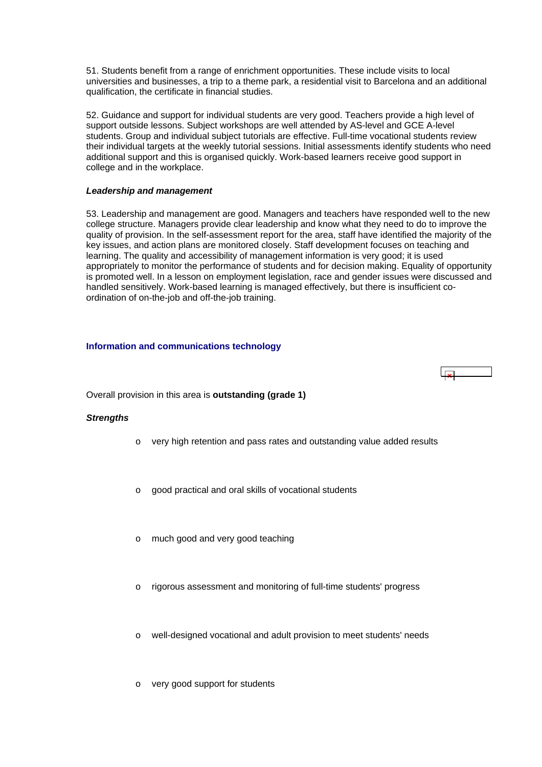51. Students benefit from a range of enrichment opportunities. These include visits to local universities and businesses, a trip to a theme park, a residential visit to Barcelona and an additional qualification, the certificate in financial studies.

52. Guidance and support for individual students are very good. Teachers provide a high level of support outside lessons. Subject workshops are well attended by AS-level and GCE A-level students. Group and individual subject tutorials are effective. Full-time vocational students review their individual targets at the weekly tutorial sessions. Initial assessments identify students who need additional support and this is organised quickly. Work-based learners receive good support in college and in the workplace.

***Leadership and management***

53. Leadership and management are good. Managers and teachers have responded well to the new college structure. Managers provide clear leadership and know what they need to do to improve the quality of provision. In the self-assessment report for the area, staff have identified the majority of the key issues, and action plans are monitored closely. Staff development focuses on teaching and learning. The quality and accessibility of management information is very good; it is used appropriately to monitor the performance of students and for decision making. Equality of opportunity is promoted well. In a lesson on employment legislation, race and gender issues were discussed and handled sensitively. Work-based learning is managed effectively, but there is insufficient co-ordination of on-the-job and off-the-job training.

### Information and communications technology

Overall provision in this area is **outstanding (grade 1)**

***Strengths***

- very high retention and pass rates and outstanding value added results
- good practical and oral skills of vocational students
- much good and very good teaching
- rigorous assessment and monitoring of full-time students' progress
- well-designed vocational and adult provision to meet students' needs
- very good support for students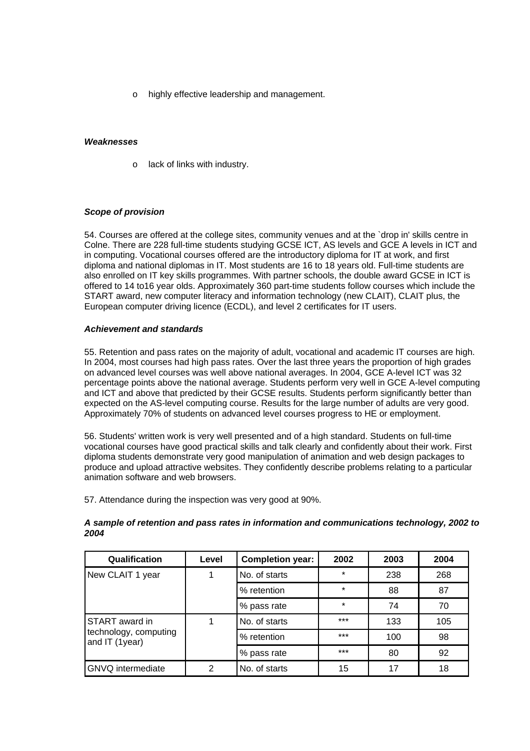- highly effective leadership and management.

***Weaknesses***

- lack of links with industry.

***Scope of provision***

54. Courses are offered at the college sites, community venues and at the `drop in' skills centre in Colne. There are 228 full-time students studying GCSE ICT, AS levels and GCE A levels in ICT and in computing. Vocational courses offered are the introductory diploma for IT at work, and first diploma and national diplomas in IT. Most students are 16 to 18 years old. Full-time students are also enrolled on IT key skills programmes. With partner schools, the double award GCSE in ICT is offered to 14 to16 year olds. Approximately 360 part-time students follow courses which include the START award, new computer literacy and information technology (new CLAIT), CLAIT plus, the European computer driving licence (ECDL), and level 2 certificates for IT users.

***Achievement and standards***

55. Retention and pass rates on the majority of adult, vocational and academic IT courses are high. In 2004, most courses had high pass rates. Over the last three years the proportion of high grades on advanced level courses was well above national averages. In 2004, GCE A-level ICT was 32 percentage points above the national average. Students perform very well in GCE A-level computing and ICT and above that predicted by their GCSE results. Students perform significantly better than expected on the AS-level computing course. Results for the large number of adults are very good. Approximately 70% of students on advanced level courses progress to HE or employment.

56. Students' written work is very well presented and of a high standard. Students on full-time vocational courses have good practical skills and talk clearly and confidently about their work. First diploma students demonstrate very good manipulation of animation and web design packages to produce and upload attractive websites. They confidently describe problems relating to a particular animation software and web browsers.

57. Attendance during the inspection was very good at 90%.

***A sample of retention and pass rates in information and communications technology, 2002 to 2004***

| Qualification | Level | Completion year: | 2002 | 2003 | 2004 |
|---|---|---|---|---|---|
| New CLAIT 1 year | 1 | No. of starts | * | 238 | 268 |
| | | % retention | * | 88 | 87 |
| | | % pass rate | * | 74 | 70 |
| START award in technology, computing and IT (1year) | 1 | No. of starts | *** | 133 | 105 |
| | | % retention | *** | 100 | 98 |
| | | % pass rate | *** | 80 | 92 |
| GNVQ intermediate | 2 | No. of starts | 15 | 17 | 18 |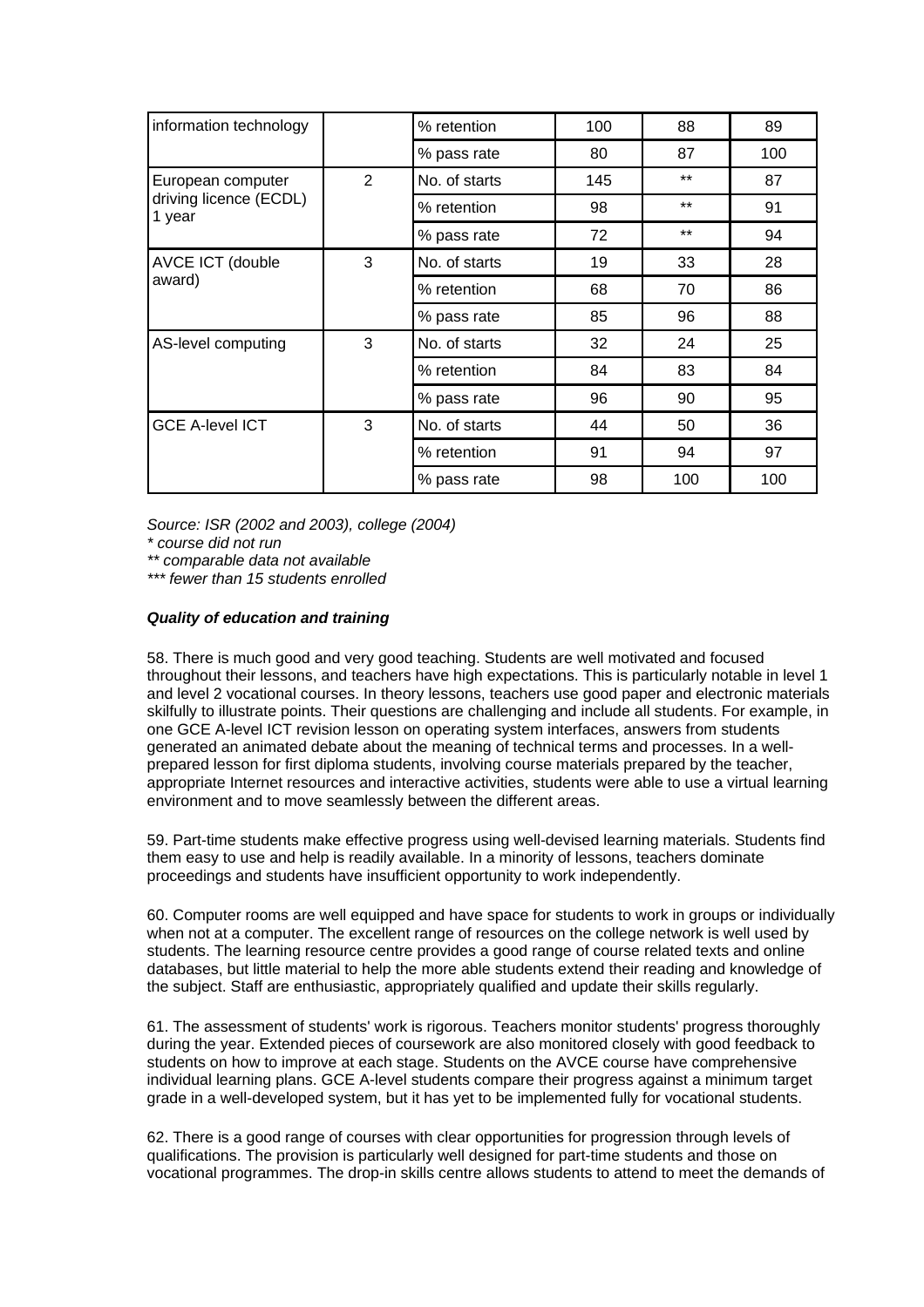| | | | | | |
|---|---|---|---|---|---|
| information technology | | % retention | 100 | 88 | 89 |
| | | % pass rate | 80 | 87 | 100 |
| European computer driving licence (ECDL) 1 year | 2 | No. of starts | 145 | ** | 87 |
| | | % retention | 98 | ** | 91 |
| | | % pass rate | 72 | ** | 94 |
| AVCE ICT (double award) | 3 | No. of starts | 19 | 33 | 28 |
| | | % retention | 68 | 70 | 86 |
| | | % pass rate | 85 | 96 | 88 |
| AS-level computing | 3 | No. of starts | 32 | 24 | 25 |
| | | % retention | 84 | 83 | 84 |
| | | % pass rate | 96 | 90 | 95 |
| GCE A-level ICT | 3 | No. of starts | 44 | 50 | 36 |
| | | % retention | 91 | 94 | 97 |
| | | % pass rate | 98 | 100 | 100 |

*Source: ISR (2002 and 2003), college (2004)*
*\* course did not run*
*\*\* comparable data not available*
*\*\*\* fewer than 15 students enrolled*

***Quality of education and training***

58. There is much good and very good teaching. Students are well motivated and focused throughout their lessons, and teachers have high expectations. This is particularly notable in level 1 and level 2 vocational courses. In theory lessons, teachers use good paper and electronic materials skilfully to illustrate points. Their questions are challenging and include all students. For example, in one GCE A-level ICT revision lesson on operating system interfaces, answers from students generated an animated debate about the meaning of technical terms and processes. In a well-prepared lesson for first diploma students, involving course materials prepared by the teacher, appropriate Internet resources and interactive activities, students were able to use a virtual learning environment and to move seamlessly between the different areas.

59. Part-time students make effective progress using well-devised learning materials. Students find them easy to use and help is readily available. In a minority of lessons, teachers dominate proceedings and students have insufficient opportunity to work independently.

60. Computer rooms are well equipped and have space for students to work in groups or individually when not at a computer. The excellent range of resources on the college network is well used by students. The learning resource centre provides a good range of course related texts and online databases, but little material to help the more able students extend their reading and knowledge of the subject. Staff are enthusiastic, appropriately qualified and update their skills regularly.

61. The assessment of students' work is rigorous. Teachers monitor students' progress thoroughly during the year. Extended pieces of coursework are also monitored closely with good feedback to students on how to improve at each stage. Students on the AVCE course have comprehensive individual learning plans. GCE A-level students compare their progress against a minimum target grade in a well-developed system, but it has yet to be implemented fully for vocational students.

62. There is a good range of courses with clear opportunities for progression through levels of qualifications. The provision is particularly well designed for part-time students and those on vocational programmes. The drop-in skills centre allows students to attend to meet the demands of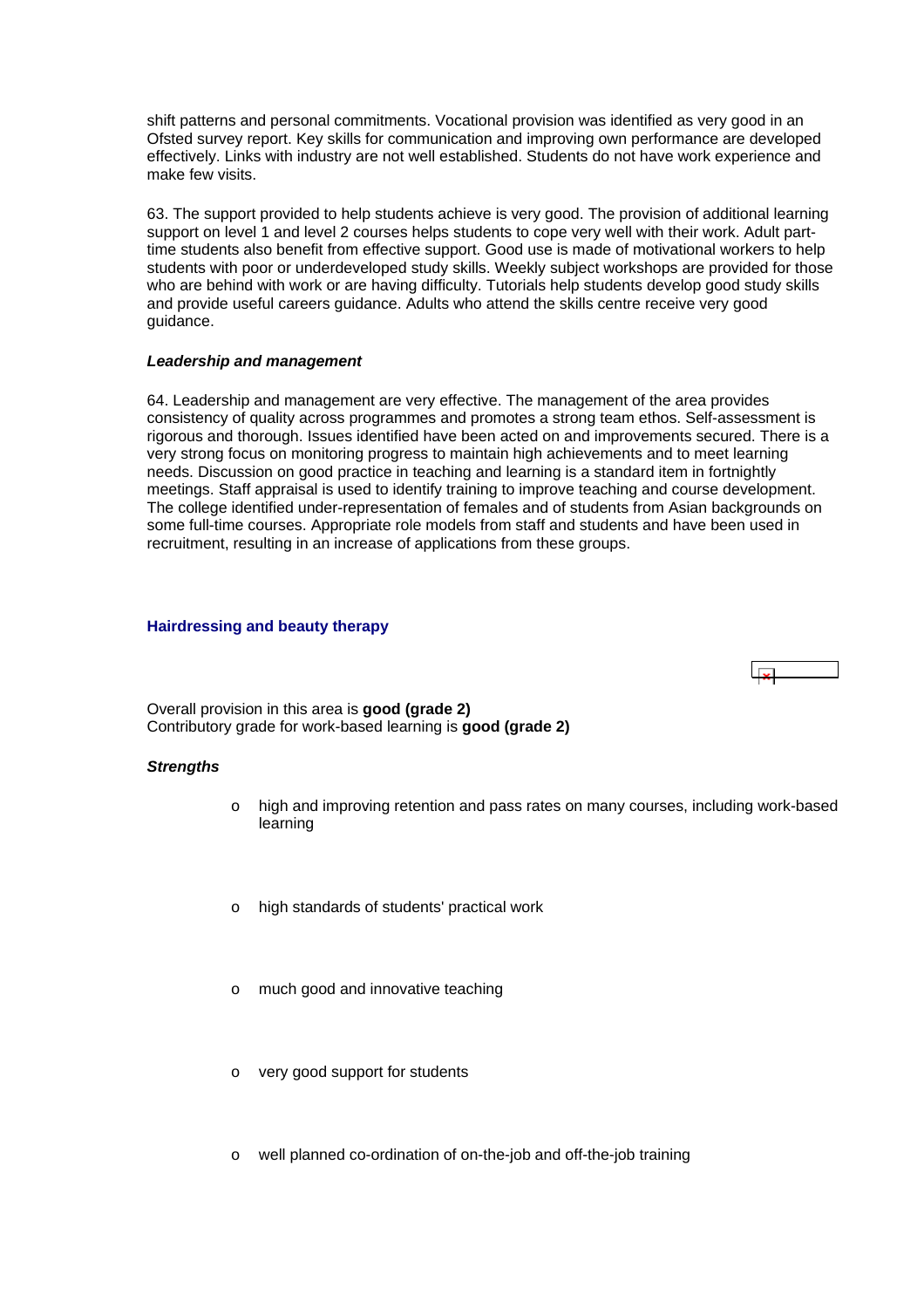shift patterns and personal commitments. Vocational provision was identified as very good in an Ofsted survey report. Key skills for communication and improving own performance are developed effectively. Links with industry are not well established. Students do not have work experience and make few visits.

63. The support provided to help students achieve is very good. The provision of additional learning support on level 1 and level 2 courses helps students to cope very well with their work. Adult part-time students also benefit from effective support. Good use is made of motivational workers to help students with poor or underdeveloped study skills. Weekly subject workshops are provided for those who are behind with work or are having difficulty. Tutorials help students develop good study skills and provide useful careers guidance. Adults who attend the skills centre receive very good guidance.

***Leadership and management***

64. Leadership and management are very effective. The management of the area provides consistency of quality across programmes and promotes a strong team ethos. Self-assessment is rigorous and thorough. Issues identified have been acted on and improvements secured. There is a very strong focus on monitoring progress to maintain high achievements and to meet learning needs. Discussion on good practice in teaching and learning is a standard item in fortnightly meetings. Staff appraisal is used to identify training to improve teaching and course development. The college identified under-representation of females and of students from Asian backgrounds on some full-time courses. Appropriate role models from staff and students and have been used in recruitment, resulting in an increase of applications from these groups.

### Hairdressing and beauty therapy

Overall provision in this area is **good (grade 2)**
Contributory grade for work-based learning is **good (grade 2)**

***Strengths***

- high and improving retention and pass rates on many courses, including work-based learning
- high standards of students' practical work
- much good and innovative teaching
- very good support for students
- well planned co-ordination of on-the-job and off-the-job training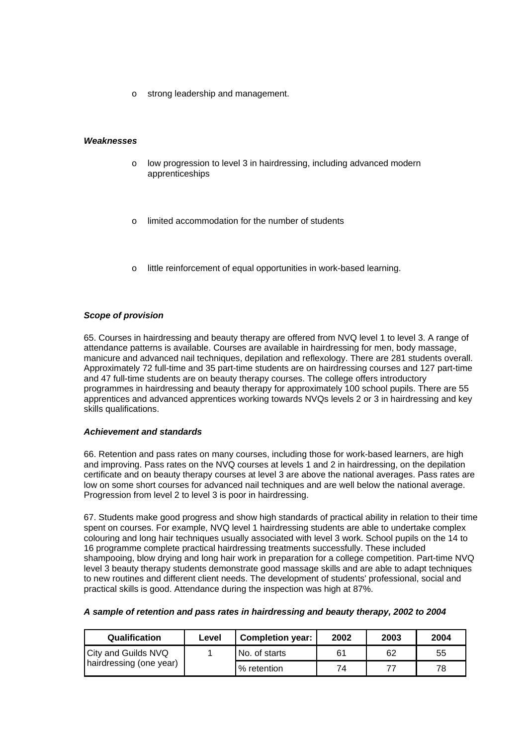- strong leadership and management.

***Weaknesses***

- low progression to level 3 in hairdressing, including advanced modern apprenticeships
- limited accommodation for the number of students
- little reinforcement of equal opportunities in work-based learning.

***Scope of provision***

65. Courses in hairdressing and beauty therapy are offered from NVQ level 1 to level 3. A range of attendance patterns is available. Courses are available in hairdressing for men, body massage, manicure and advanced nail techniques, depilation and reflexology. There are 281 students overall. Approximately 72 full-time and 35 part-time students are on hairdressing courses and 127 part-time and 47 full-time students are on beauty therapy courses. The college offers introductory programmes in hairdressing and beauty therapy for approximately 100 school pupils. There are 55 apprentices and advanced apprentices working towards NVQs levels 2 or 3 in hairdressing and key skills qualifications.

***Achievement and standards***

66. Retention and pass rates on many courses, including those for work-based learners, are high and improving. Pass rates on the NVQ courses at levels 1 and 2 in hairdressing, on the depilation certificate and on beauty therapy courses at level 3 are above the national averages. Pass rates are low on some short courses for advanced nail techniques and are well below the national average. Progression from level 2 to level 3 is poor in hairdressing.

67. Students make good progress and show high standards of practical ability in relation to their time spent on courses. For example, NVQ level 1 hairdressing students are able to undertake complex colouring and long hair techniques usually associated with level 3 work. School pupils on the 14 to 16 programme complete practical hairdressing treatments successfully. These included shampooing, blow drying and long hair work in preparation for a college competition. Part-time NVQ level 3 beauty therapy students demonstrate good massage skills and are able to adapt techniques to new routines and different client needs. The development of students' professional, social and practical skills is good. Attendance during the inspection was high at 87%.

***A sample of retention and pass rates in hairdressing and beauty therapy, 2002 to 2004***

| Qualification | Level | Completion year: | 2002 | 2003 | 2004 |
|---|---|---|---|---|---|
| City and Guilds NVQ hairdressing (one year) | 1 | No. of starts | 61 | 62 | 55 |
| | | % retention | 74 | 77 | 78 |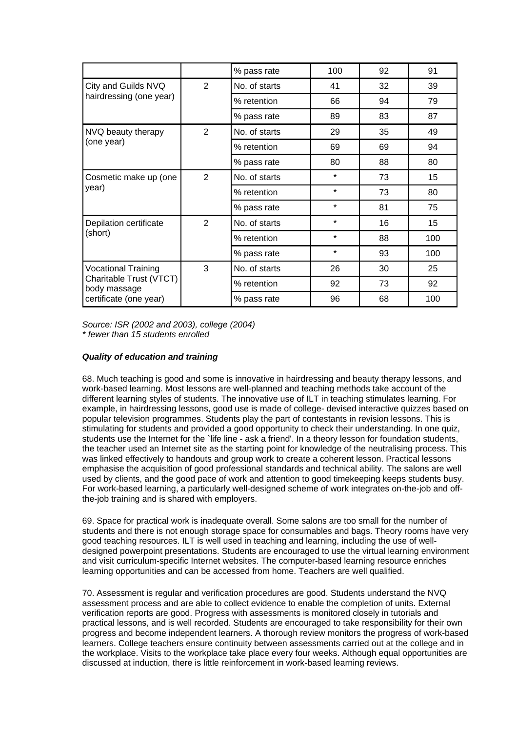| | | % pass rate | 100 | 92 | 91 |
|---|---|---|---|---|---|
| City and Guilds NVQ hairdressing (one year) | 2 | No. of starts | 41 | 32 | 39 |
| | | % retention | 66 | 94 | 79 |
| | | % pass rate | 89 | 83 | 87 |
| NVQ beauty therapy (one year) | 2 | No. of starts | 29 | 35 | 49 |
| | | % retention | 69 | 69 | 94 |
| | | % pass rate | 80 | 88 | 80 |
| Cosmetic make up (one year) | 2 | No. of starts | * | 73 | 15 |
| | | % retention | * | 73 | 80 |
| | | % pass rate | * | 81 | 75 |
| Depilation certificate (short) | 2 | No. of starts | * | 16 | 15 |
| | | % retention | * | 88 | 100 |
| | | % pass rate | * | 93 | 100 |
| Vocational Training Charitable Trust (VTCT) body massage certificate (one year) | 3 | No. of starts | 26 | 30 | 25 |
| | | % retention | 92 | 73 | 92 |
| | | % pass rate | 96 | 68 | 100 |

*Source: ISR (2002 and 2003), college (2004)*
*\* fewer than 15 students enrolled*

***Quality of education and training***

68. Much teaching is good and some is innovative in hairdressing and beauty therapy lessons, and work-based learning. Most lessons are well-planned and teaching methods take account of the different learning styles of students. The innovative use of ILT in teaching stimulates learning. For example, in hairdressing lessons, good use is made of college- devised interactive quizzes based on popular television programmes. Students play the part of contestants in revision lessons. This is stimulating for students and provided a good opportunity to check their understanding. In one quiz, students use the Internet for the `life line - ask a friend'. In a theory lesson for foundation students, the teacher used an Internet site as the starting point for knowledge of the neutralising process. This was linked effectively to handouts and group work to create a coherent lesson. Practical lessons emphasise the acquisition of good professional standards and technical ability. The salons are well used by clients, and the good pace of work and attention to good timekeeping keeps students busy. For work-based learning, a particularly well-designed scheme of work integrates on-the-job and off-the-job training and is shared with employers.

69. Space for practical work is inadequate overall. Some salons are too small for the number of students and there is not enough storage space for consumables and bags. Theory rooms have very good teaching resources. ILT is well used in teaching and learning, including the use of well-designed powerpoint presentations. Students are encouraged to use the virtual learning environment and visit curriculum-specific Internet websites. The computer-based learning resource enriches learning opportunities and can be accessed from home. Teachers are well qualified.

70. Assessment is regular and verification procedures are good. Students understand the NVQ assessment process and are able to collect evidence to enable the completion of units. External verification reports are good. Progress with assessments is monitored closely in tutorials and practical lessons, and is well recorded. Students are encouraged to take responsibility for their own progress and become independent learners. A thorough review monitors the progress of work-based learners. College teachers ensure continuity between assessments carried out at the college and in the workplace. Visits to the workplace take place every four weeks. Although equal opportunities are discussed at induction, there is little reinforcement in work-based learning reviews.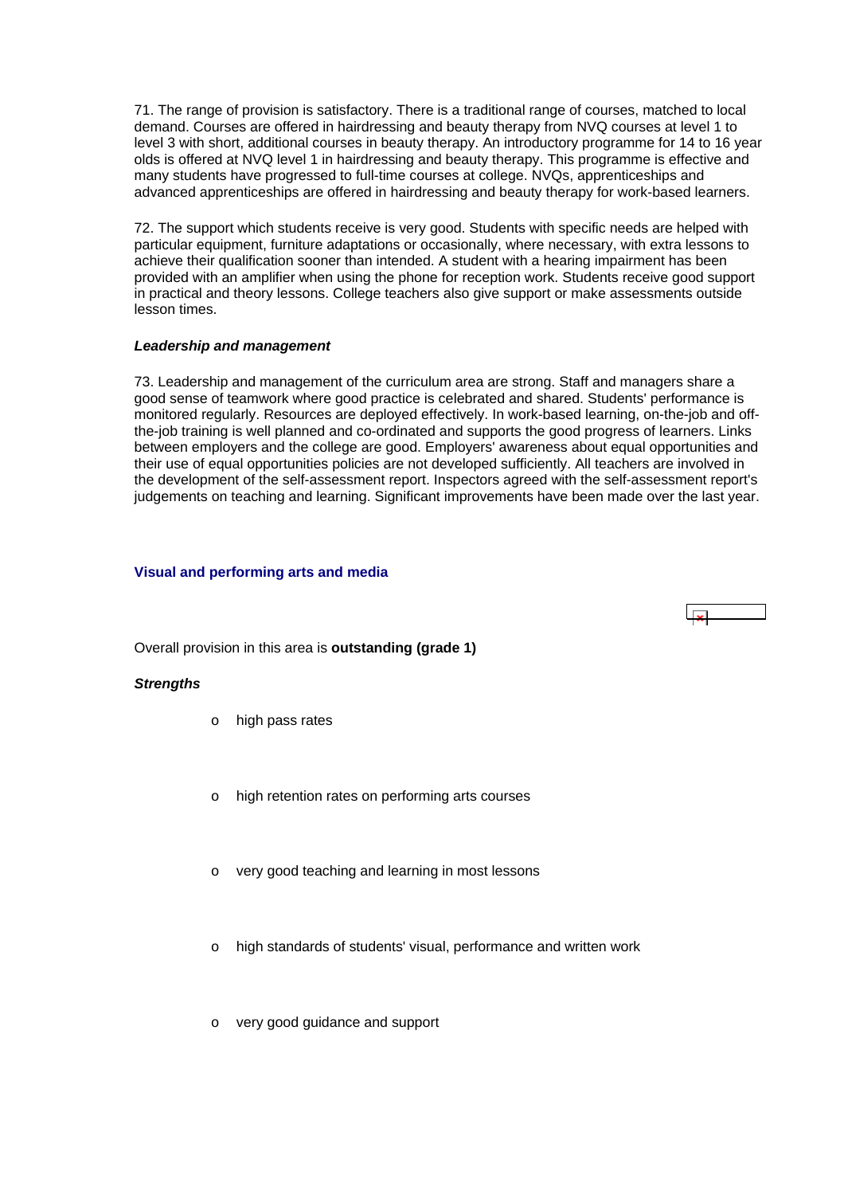71. The range of provision is satisfactory. There is a traditional range of courses, matched to local demand. Courses are offered in hairdressing and beauty therapy from NVQ courses at level 1 to level 3 with short, additional courses in beauty therapy. An introductory programme for 14 to 16 year olds is offered at NVQ level 1 in hairdressing and beauty therapy. This programme is effective and many students have progressed to full-time courses at college. NVQs, apprenticeships and advanced apprenticeships are offered in hairdressing and beauty therapy for work-based learners.

72. The support which students receive is very good. Students with specific needs are helped with particular equipment, furniture adaptations or occasionally, where necessary, with extra lessons to achieve their qualification sooner than intended. A student with a hearing impairment has been provided with an amplifier when using the phone for reception work. Students receive good support in practical and theory lessons. College teachers also give support or make assessments outside lesson times.

***Leadership and management***

73. Leadership and management of the curriculum area are strong. Staff and managers share a good sense of teamwork where good practice is celebrated and shared. Students' performance is monitored regularly. Resources are deployed effectively. In work-based learning, on-the-job and off-the-job training is well planned and co-ordinated and supports the good progress of learners. Links between employers and the college are good. Employers' awareness about equal opportunities and their use of equal opportunities policies are not developed sufficiently. All teachers are involved in the development of the self-assessment report. Inspectors agreed with the self-assessment report's judgements on teaching and learning. Significant improvements have been made over the last year.

### Visual and performing arts and media

Overall provision in this area is **outstanding (grade 1)**

***Strengths***

- high pass rates
- high retention rates on performing arts courses
- very good teaching and learning in most lessons
- high standards of students' visual, performance and written work
- very good guidance and support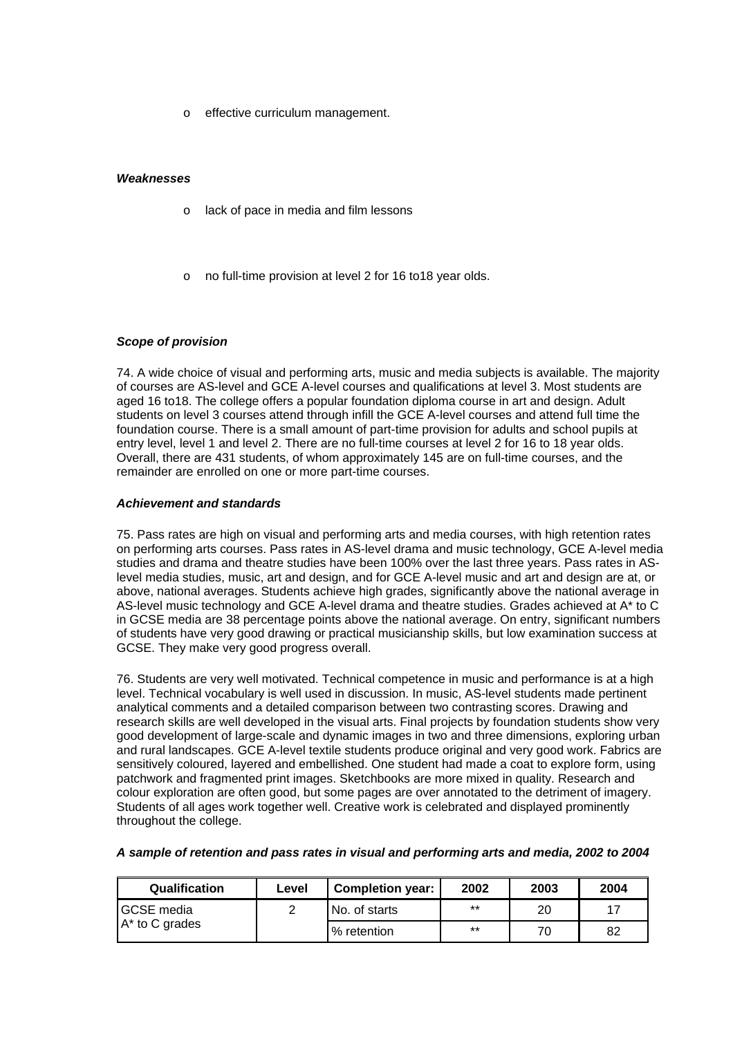- effective curriculum management.

***Weaknesses***

- lack of pace in media and film lessons
- no full-time provision at level 2 for 16 to18 year olds.

***Scope of provision***

74. A wide choice of visual and performing arts, music and media subjects is available. The majority of courses are AS-level and GCE A-level courses and qualifications at level 3. Most students are aged 16 to18. The college offers a popular foundation diploma course in art and design. Adult students on level 3 courses attend through infill the GCE A-level courses and attend full time the foundation course. There is a small amount of part-time provision for adults and school pupils at entry level, level 1 and level 2. There are no full-time courses at level 2 for 16 to 18 year olds. Overall, there are 431 students, of whom approximately 145 are on full-time courses, and the remainder are enrolled on one or more part-time courses.

***Achievement and standards***

75. Pass rates are high on visual and performing arts and media courses, with high retention rates on performing arts courses. Pass rates in AS-level drama and music technology, GCE A-level media studies and drama and theatre studies have been 100% over the last three years. Pass rates in AS-level media studies, music, art and design, and for GCE A-level music and art and design are at, or above, national averages. Students achieve high grades, significantly above the national average in AS-level music technology and GCE A-level drama and theatre studies. Grades achieved at A* to C in GCSE media are 38 percentage points above the national average. On entry, significant numbers of students have very good drawing or practical musicianship skills, but low examination success at GCSE. They make very good progress overall.

76. Students are very well motivated. Technical competence in music and performance is at a high level. Technical vocabulary is well used in discussion. In music, AS-level students made pertinent analytical comments and a detailed comparison between two contrasting scores. Drawing and research skills are well developed in the visual arts. Final projects by foundation students show very good development of large-scale and dynamic images in two and three dimensions, exploring urban and rural landscapes. GCE A-level textile students produce original and very good work. Fabrics are sensitively coloured, layered and embellished. One student had made a coat to explore form, using patchwork and fragmented print images. Sketchbooks are more mixed in quality. Research and colour exploration are often good, but some pages are over annotated to the detriment of imagery. Students of all ages work together well. Creative work is celebrated and displayed prominently throughout the college.

***A sample of retention and pass rates in visual and performing arts and media, 2002 to 2004***

| Qualification | Level | Completion year: | 2002 | 2003 | 2004 |
|---|---|---|---|---|---|
| GCSE media A* to C grades | 2 | No. of starts | ** | 20 | 17 |
| | | % retention | ** | 70 | 82 |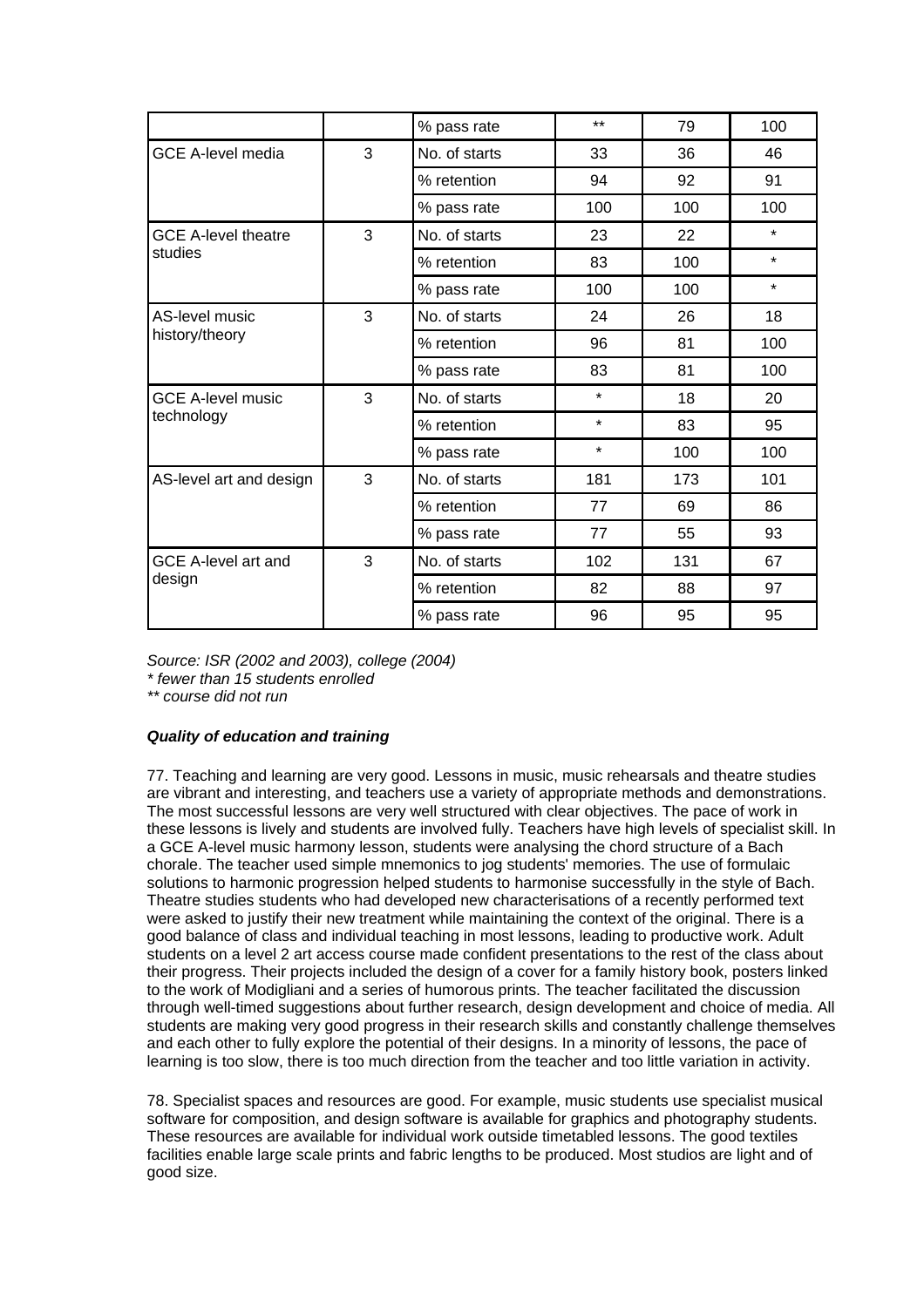| | | | | | |
|---|---|---|---|---|---|
| | | % pass rate | ** | 79 | 100 |
| GCE A-level media | 3 | No. of starts | 33 | 36 | 46 |
| | | % retention | 94 | 92 | 91 |
| | | % pass rate | 100 | 100 | 100 |
| GCE A-level theatre studies | 3 | No. of starts | 23 | 22 | * |
| | | % retention | 83 | 100 | * |
| | | % pass rate | 100 | 100 | * |
| AS-level music history/theory | 3 | No. of starts | 24 | 26 | 18 |
| | | % retention | 96 | 81 | 100 |
| | | % pass rate | 83 | 81 | 100 |
| GCE A-level music technology | 3 | No. of starts | * | 18 | 20 |
| | | % retention | * | 83 | 95 |
| | | % pass rate | * | 100 | 100 |
| AS-level art and design | 3 | No. of starts | 181 | 173 | 101 |
| | | % retention | 77 | 69 | 86 |
| | | % pass rate | 77 | 55 | 93 |
| GCE A-level art and design | 3 | No. of starts | 102 | 131 | 67 |
| | | % retention | 82 | 88 | 97 |
| | | % pass rate | 96 | 95 | 95 |

*Source: ISR (2002 and 2003), college (2004)*
*\* fewer than 15 students enrolled*
*\*\* course did not run*

***Quality of education and training***

77. Teaching and learning are very good. Lessons in music, music rehearsals and theatre studies are vibrant and interesting, and teachers use a variety of appropriate methods and demonstrations. The most successful lessons are very well structured with clear objectives. The pace of work in these lessons is lively and students are involved fully. Teachers have high levels of specialist skill. In a GCE A-level music harmony lesson, students were analysing the chord structure of a Bach chorale. The teacher used simple mnemonics to jog students' memories. The use of formulaic solutions to harmonic progression helped students to harmonise successfully in the style of Bach. Theatre studies students who had developed new characterisations of a recently performed text were asked to justify their new treatment while maintaining the context of the original. There is a good balance of class and individual teaching in most lessons, leading to productive work. Adult students on a level 2 art access course made confident presentations to the rest of the class about their progress. Their projects included the design of a cover for a family history book, posters linked to the work of Modigliani and a series of humorous prints. The teacher facilitated the discussion through well-timed suggestions about further research, design development and choice of media. All students are making very good progress in their research skills and constantly challenge themselves and each other to fully explore the potential of their designs. In a minority of lessons, the pace of learning is too slow, there is too much direction from the teacher and too little variation in activity.

78. Specialist spaces and resources are good. For example, music students use specialist musical software for composition, and design software is available for graphics and photography students. These resources are available for individual work outside timetabled lessons. The good textiles facilities enable large scale prints and fabric lengths to be produced. Most studios are light and of good size.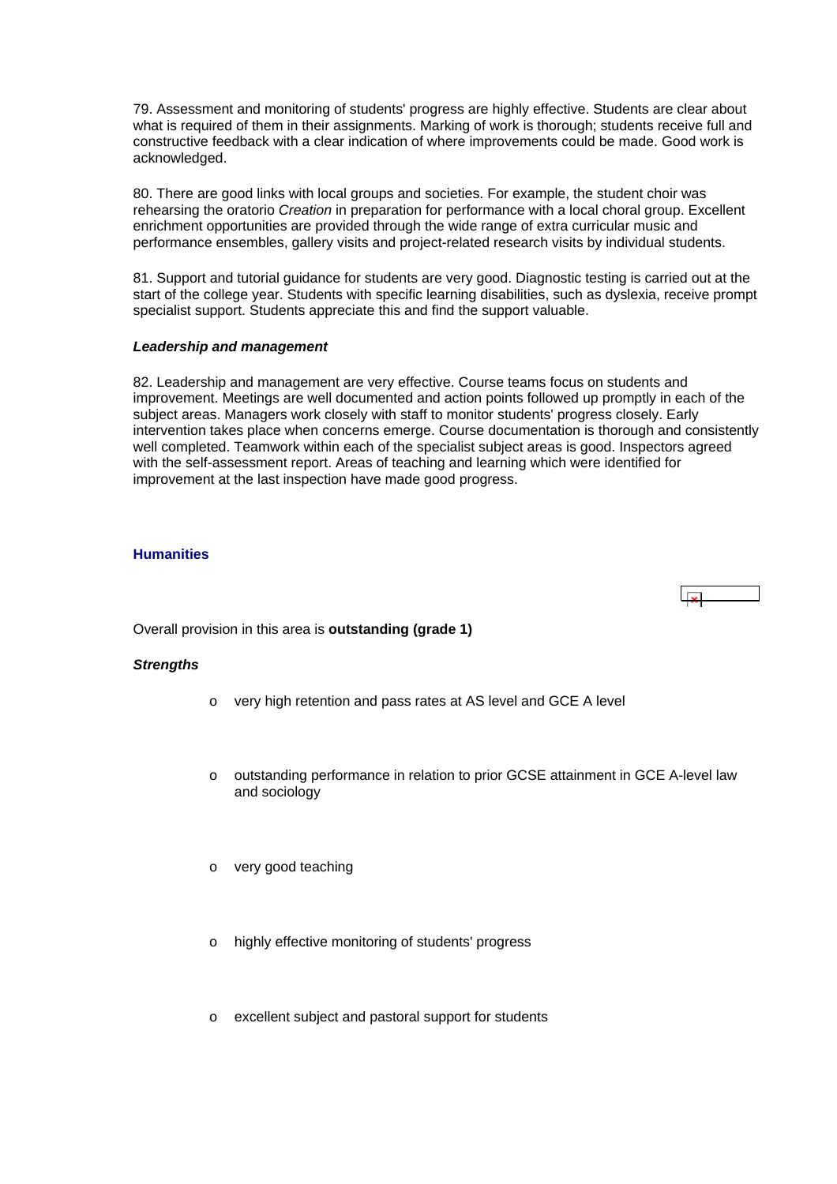79. Assessment and monitoring of students' progress are highly effective. Students are clear about what is required of them in their assignments. Marking of work is thorough; students receive full and constructive feedback with a clear indication of where improvements could be made. Good work is acknowledged.

80. There are good links with local groups and societies. For example, the student choir was rehearsing the oratorio *Creation* in preparation for performance with a local choral group. Excellent enrichment opportunities are provided through the wide range of extra curricular music and performance ensembles, gallery visits and project-related research visits by individual students.

81. Support and tutorial guidance for students are very good. Diagnostic testing is carried out at the start of the college year. Students with specific learning disabilities, such as dyslexia, receive prompt specialist support. Students appreciate this and find the support valuable.

***Leadership and management***

82. Leadership and management are very effective. Course teams focus on students and improvement. Meetings are well documented and action points followed up promptly in each of the subject areas. Managers work closely with staff to monitor students' progress closely. Early intervention takes place when concerns emerge. Course documentation is thorough and consistently well completed. Teamwork within each of the specialist subject areas is good. Inspectors agreed with the self-assessment report. Areas of teaching and learning which were identified for improvement at the last inspection have made good progress.

## Humanities

Overall provision in this area is **outstanding (grade 1)**

***Strengths***

- very high retention and pass rates at AS level and GCE A level
- outstanding performance in relation to prior GCSE attainment in GCE A-level law and sociology
- very good teaching
- highly effective monitoring of students' progress
- excellent subject and pastoral support for students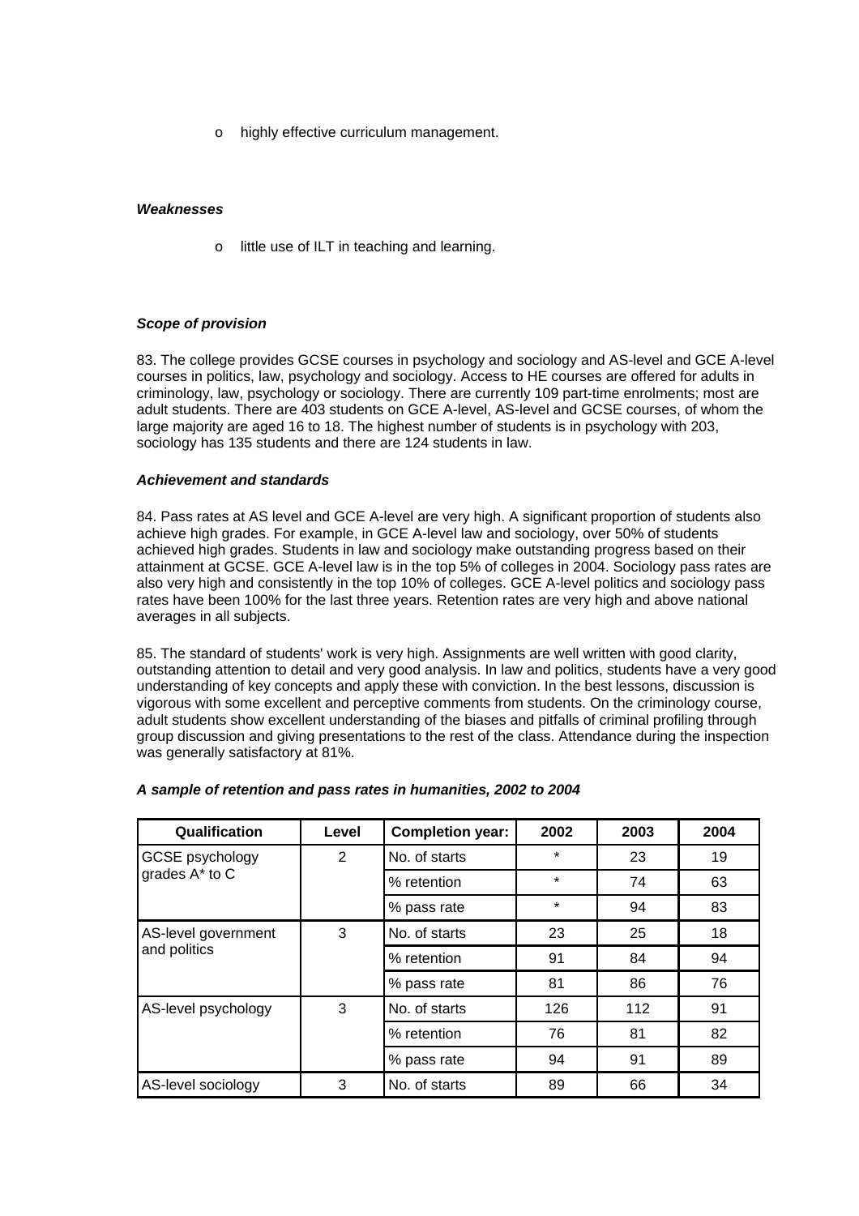- highly effective curriculum management.

*Weaknesses*

- little use of ILT in teaching and learning.

*Scope of provision*

83. The college provides GCSE courses in psychology and sociology and AS-level and GCE A-level courses in politics, law, psychology and sociology. Access to HE courses are offered for adults in criminology, law, psychology or sociology. There are currently 109 part-time enrolments; most are adult students. There are 403 students on GCE A-level, AS-level and GCSE courses, of whom the large majority are aged 16 to 18. The highest number of students is in psychology with 203, sociology has 135 students and there are 124 students in law.

*Achievement and standards*

84. Pass rates at AS level and GCE A-level are very high. A significant proportion of students also achieve high grades. For example, in GCE A-level law and sociology, over 50% of students achieved high grades. Students in law and sociology make outstanding progress based on their attainment at GCSE. GCE A-level law is in the top 5% of colleges in 2004. Sociology pass rates are also very high and consistently in the top 10% of colleges. GCE A-level politics and sociology pass rates have been 100% for the last three years. Retention rates are very high and above national averages in all subjects.

85. The standard of students' work is very high. Assignments are well written with good clarity, outstanding attention to detail and very good analysis. In law and politics, students have a very good understanding of key concepts and apply these with conviction. In the best lessons, discussion is vigorous with some excellent and perceptive comments from students. On the criminology course, adult students show excellent understanding of the biases and pitfalls of criminal profiling through group discussion and giving presentations to the rest of the class. Attendance during the inspection was generally satisfactory at 81%.

***A sample of retention and pass rates in humanities, 2002 to 2004***

| Qualification | Level | Completion year: | 2002 | 2003 | 2004 |
|---|---|---|---|---|---|
| GCSE psychology grades A* to C | 2 | No. of starts | * | 23 | 19 |
| | | % retention | * | 74 | 63 |
| | | % pass rate | * | 94 | 83 |
| AS-level government and politics | 3 | No. of starts | 23 | 25 | 18 |
| | | % retention | 91 | 84 | 94 |
| | | % pass rate | 81 | 86 | 76 |
| AS-level psychology | 3 | No. of starts | 126 | 112 | 91 |
| | | % retention | 76 | 81 | 82 |
| | | % pass rate | 94 | 91 | 89 |
| AS-level sociology | 3 | No. of starts | 89 | 66 | 34 |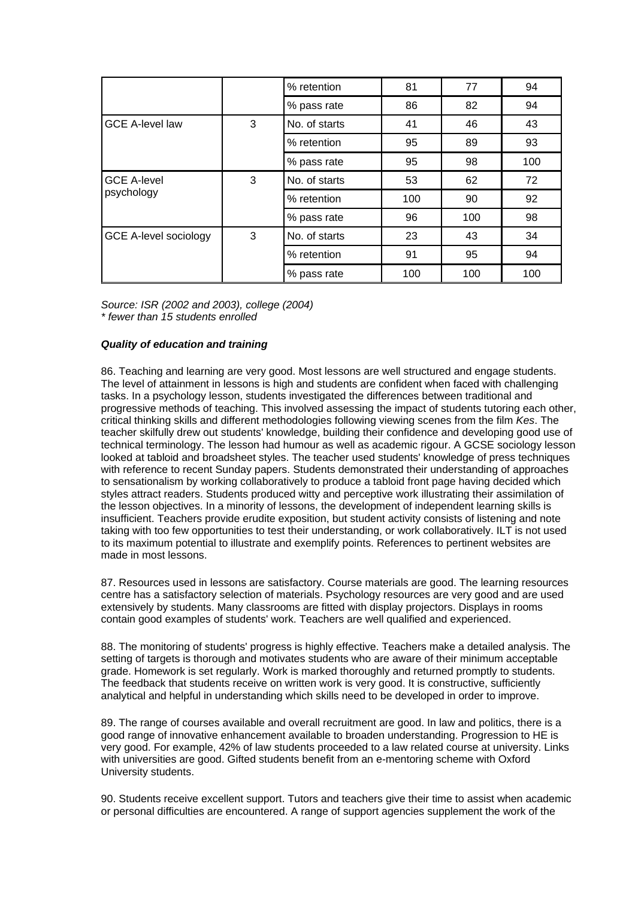| | | | | | |
|---|---|---|---|---|---|
| | | % retention | 81 | 77 | 94 |
| | | % pass rate | 86 | 82 | 94 |
| GCE A-level law | 3 | No. of starts | 41 | 46 | 43 |
| | | % retention | 95 | 89 | 93 |
| | | % pass rate | 95 | 98 | 100 |
| GCE A-level psychology | 3 | No. of starts | 53 | 62 | 72 |
| | | % retention | 100 | 90 | 92 |
| | | % pass rate | 96 | 100 | 98 |
| GCE A-level sociology | 3 | No. of starts | 23 | 43 | 34 |
| | | % retention | 91 | 95 | 94 |
| | | % pass rate | 100 | 100 | 100 |

*Source: ISR (2002 and 2003), college (2004)*
*\* fewer than 15 students enrolled*

***Quality of education and training***

86. Teaching and learning are very good. Most lessons are well structured and engage students. The level of attainment in lessons is high and students are confident when faced with challenging tasks. In a psychology lesson, students investigated the differences between traditional and progressive methods of teaching. This involved assessing the impact of students tutoring each other, critical thinking skills and different methodologies following viewing scenes from the film *Kes*. The teacher skilfully drew out students' knowledge, building their confidence and developing good use of technical terminology. The lesson had humour as well as academic rigour. A GCSE sociology lesson looked at tabloid and broadsheet styles. The teacher used students' knowledge of press techniques with reference to recent Sunday papers. Students demonstrated their understanding of approaches to sensationalism by working collaboratively to produce a tabloid front page having decided which styles attract readers. Students produced witty and perceptive work illustrating their assimilation of the lesson objectives. In a minority of lessons, the development of independent learning skills is insufficient. Teachers provide erudite exposition, but student activity consists of listening and note taking with too few opportunities to test their understanding, or work collaboratively. ILT is not used to its maximum potential to illustrate and exemplify points. References to pertinent websites are made in most lessons.

87. Resources used in lessons are satisfactory. Course materials are good. The learning resources centre has a satisfactory selection of materials. Psychology resources are very good and are used extensively by students. Many classrooms are fitted with display projectors. Displays in rooms contain good examples of students' work. Teachers are well qualified and experienced.

88. The monitoring of students' progress is highly effective. Teachers make a detailed analysis. The setting of targets is thorough and motivates students who are aware of their minimum acceptable grade. Homework is set regularly. Work is marked thoroughly and returned promptly to students. The feedback that students receive on written work is very good. It is constructive, sufficiently analytical and helpful in understanding which skills need to be developed in order to improve.

89. The range of courses available and overall recruitment are good. In law and politics, there is a good range of innovative enhancement available to broaden understanding. Progression to HE is very good. For example, 42% of law students proceeded to a law related course at university. Links with universities are good. Gifted students benefit from an e-mentoring scheme with Oxford University students.

90. Students receive excellent support. Tutors and teachers give their time to assist when academic or personal difficulties are encountered. A range of support agencies supplement the work of the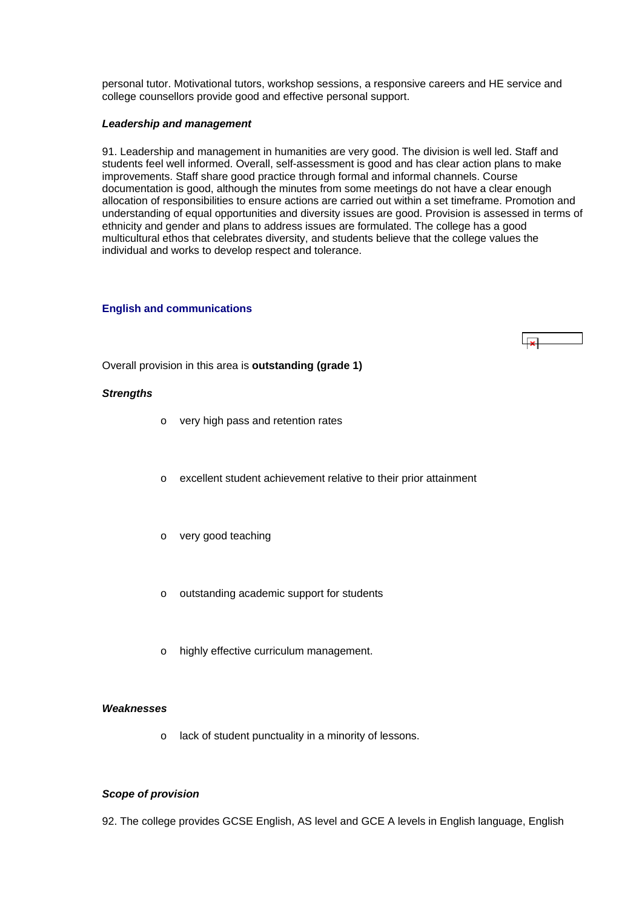personal tutor. Motivational tutors, workshop sessions, a responsive careers and HE service and college counsellors provide good and effective personal support.

***Leadership and management***

91. Leadership and management in humanities are very good. The division is well led. Staff and students feel well informed. Overall, self-assessment is good and has clear action plans to make improvements. Staff share good practice through formal and informal channels. Course documentation is good, although the minutes from some meetings do not have a clear enough allocation of responsibilities to ensure actions are carried out within a set timeframe. Promotion and understanding of equal opportunities and diversity issues are good. Provision is assessed in terms of ethnicity and gender and plans to address issues are formulated. The college has a good multicultural ethos that celebrates diversity, and students believe that the college values the individual and works to develop respect and tolerance.

## English and communications

Overall provision in this area is **outstanding (grade 1)**

***Strengths***

- very high pass and retention rates
- excellent student achievement relative to their prior attainment
- very good teaching
- outstanding academic support for students
- highly effective curriculum management.

***Weaknesses***

- lack of student punctuality in a minority of lessons.

***Scope of provision***

92. The college provides GCSE English, AS level and GCE A levels in English language, English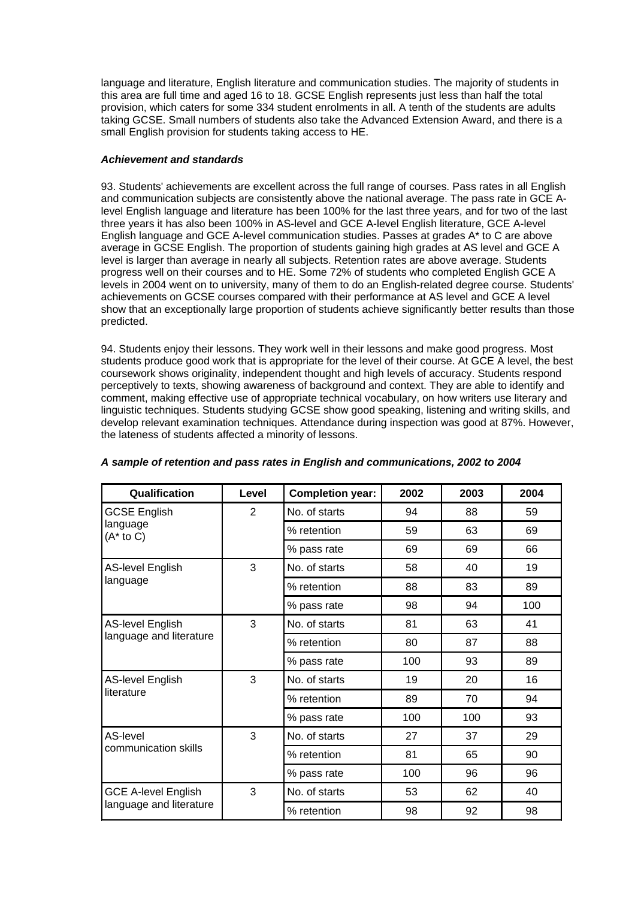language and literature, English literature and communication studies. The majority of students in this area are full time and aged 16 to 18. GCSE English represents just less than half the total provision, which caters for some 334 student enrolments in all. A tenth of the students are adults taking GCSE. Small numbers of students also take the Advanced Extension Award, and there is a small English provision for students taking access to HE.

***Achievement and standards***

93. Students' achievements are excellent across the full range of courses. Pass rates in all English and communication subjects are consistently above the national average. The pass rate in GCE A-level English language and literature has been 100% for the last three years, and for two of the last three years it has also been 100% in AS-level and GCE A-level English literature, GCE A-level English language and GCE A-level communication studies. Passes at grades A* to C are above average in GCSE English. The proportion of students gaining high grades at AS level and GCE A level is larger than average in nearly all subjects. Retention rates are above average. Students progress well on their courses and to HE. Some 72% of students who completed English GCE A levels in 2004 went on to university, many of them to do an English-related degree course. Students' achievements on GCSE courses compared with their performance at AS level and GCE A level show that an exceptionally large proportion of students achieve significantly better results than those predicted.

94. Students enjoy their lessons. They work well in their lessons and make good progress. Most students produce good work that is appropriate for the level of their course. At GCE A level, the best coursework shows originality, independent thought and high levels of accuracy. Students respond perceptively to texts, showing awareness of background and context. They are able to identify and comment, making effective use of appropriate technical vocabulary, on how writers use literary and linguistic techniques. Students studying GCSE show good speaking, listening and writing skills, and develop relevant examination techniques. Attendance during inspection was good at 87%. However, the lateness of students affected a minority of lessons.

***A sample of retention and pass rates in English and communications, 2002 to 2004***

| Qualification | Level | Completion year: | 2002 | 2003 | 2004 |
|---|---|---|---|---|---|
| GCSE English language (A* to C) | 2 | No. of starts | 94 | 88 | 59 |
| | | % retention | 59 | 63 | 69 |
| | | % pass rate | 69 | 69 | 66 |
| AS-level English language | 3 | No. of starts | 58 | 40 | 19 |
| | | % retention | 88 | 83 | 89 |
| | | % pass rate | 98 | 94 | 100 |
| AS-level English language and literature | 3 | No. of starts | 81 | 63 | 41 |
| | | % retention | 80 | 87 | 88 |
| | | % pass rate | 100 | 93 | 89 |
| AS-level English literature | 3 | No. of starts | 19 | 20 | 16 |
| | | % retention | 89 | 70 | 94 |
| | | % pass rate | 100 | 100 | 93 |
| AS-level communication skills | 3 | No. of starts | 27 | 37 | 29 |
| | | % retention | 81 | 65 | 90 |
| | | % pass rate | 100 | 96 | 96 |
| GCE A-level English language and literature | 3 | No. of starts | 53 | 62 | 40 |
| | | % retention | 98 | 92 | 98 |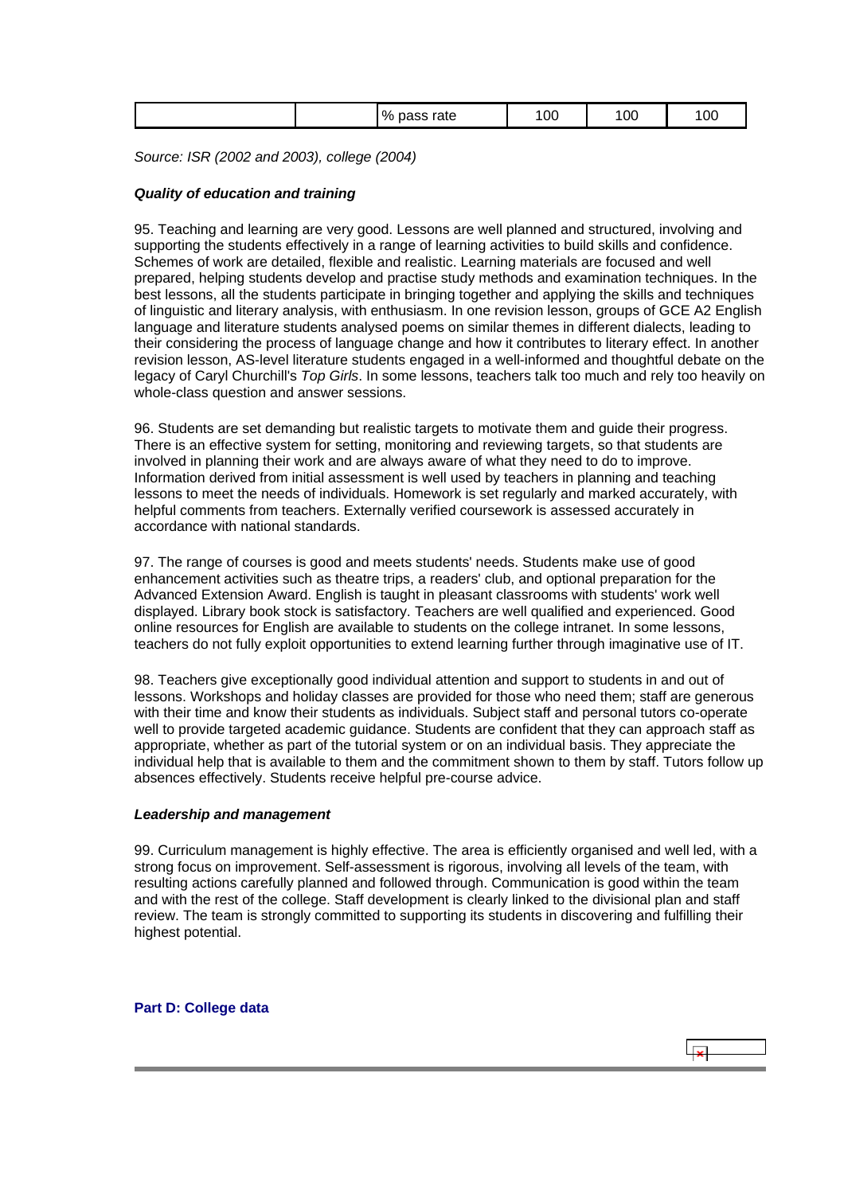|  |  | % pass rate | 100 | 100 | 100 |
| --- | --- | --- | --- | --- | --- |

*Source: ISR (2002 and 2003), college (2004)*

***Quality of education and training***

95. Teaching and learning are very good. Lessons are well planned and structured, involving and supporting the students effectively in a range of learning activities to build skills and confidence. Schemes of work are detailed, flexible and realistic. Learning materials are focused and well prepared, helping students develop and practise study methods and examination techniques. In the best lessons, all the students participate in bringing together and applying the skills and techniques of linguistic and literary analysis, with enthusiasm. In one revision lesson, groups of GCE A2 English language and literature students analysed poems on similar themes in different dialects, leading to their considering the process of language change and how it contributes to literary effect. In another revision lesson, AS-level literature students engaged in a well-informed and thoughtful debate on the legacy of Caryl Churchill's *Top Girls*. In some lessons, teachers talk too much and rely too heavily on whole-class question and answer sessions.

96. Students are set demanding but realistic targets to motivate them and guide their progress. There is an effective system for setting, monitoring and reviewing targets, so that students are involved in planning their work and are always aware of what they need to do to improve. Information derived from initial assessment is well used by teachers in planning and teaching lessons to meet the needs of individuals. Homework is set regularly and marked accurately, with helpful comments from teachers. Externally verified coursework is assessed accurately in accordance with national standards.

97. The range of courses is good and meets students' needs. Students make use of good enhancement activities such as theatre trips, a readers' club, and optional preparation for the Advanced Extension Award. English is taught in pleasant classrooms with students' work well displayed. Library book stock is satisfactory. Teachers are well qualified and experienced. Good online resources for English are available to students on the college intranet. In some lessons, teachers do not fully exploit opportunities to extend learning further through imaginative use of IT.

98. Teachers give exceptionally good individual attention and support to students in and out of lessons. Workshops and holiday classes are provided for those who need them; staff are generous with their time and know their students as individuals. Subject staff and personal tutors co-operate well to provide targeted academic guidance. Students are confident that they can approach staff as appropriate, whether as part of the tutorial system or on an individual basis. They appreciate the individual help that is available to them and the commitment shown to them by staff. Tutors follow up absences effectively. Students receive helpful pre-course advice.

***Leadership and management***

99. Curriculum management is highly effective. The area is efficiently organised and well led, with a strong focus on improvement. Self-assessment is rigorous, involving all levels of the team, with resulting actions carefully planned and followed through. Communication is good within the team and with the rest of the college. Staff development is clearly linked to the divisional plan and staff review. The team is strongly committed to supporting its students in discovering and fulfilling their highest potential.

## Part D: College data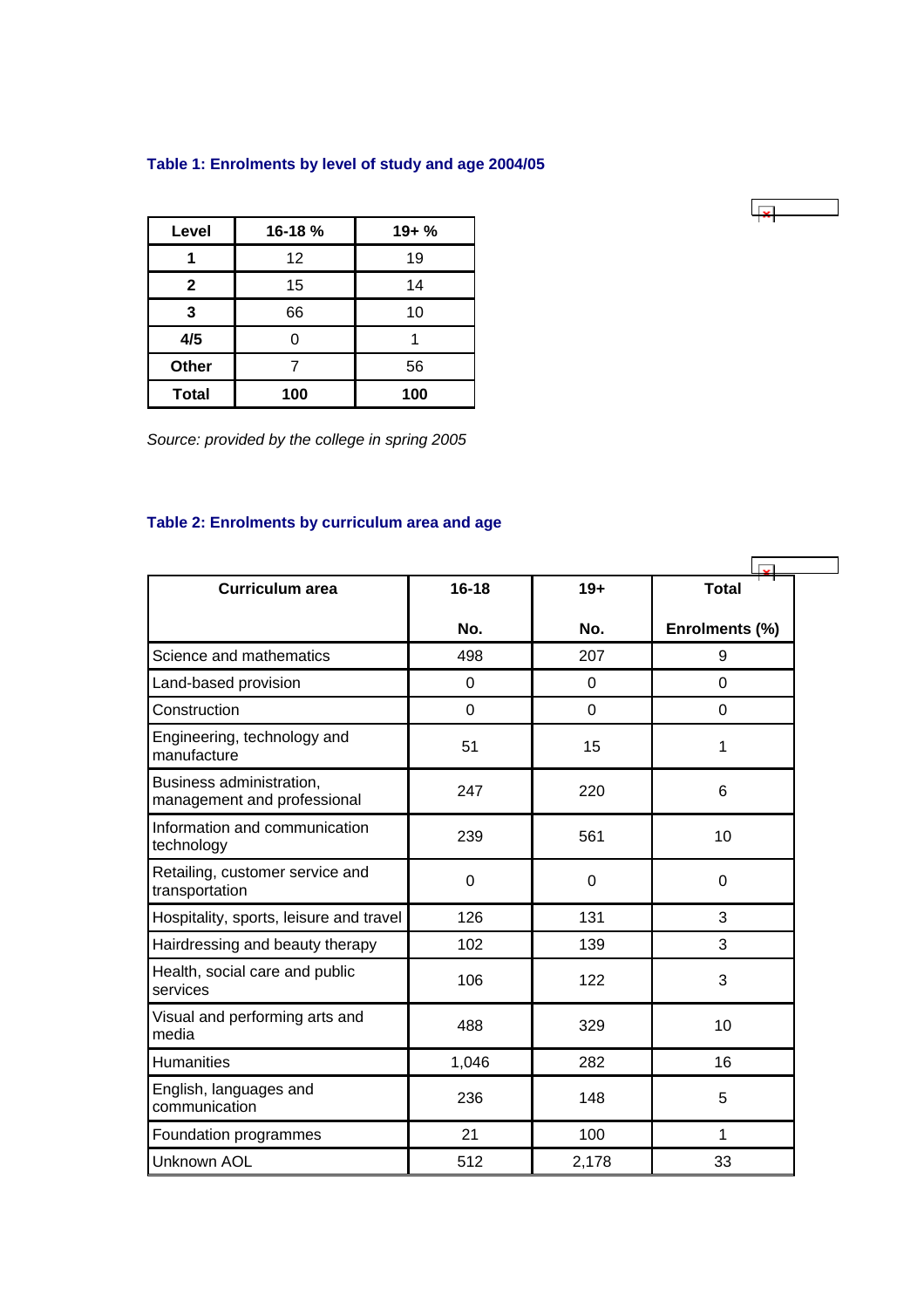### Table 1: Enrolments by level of study and age 2004/05

| Level | 16-18 % | 19+ % |
|---|---|---|
| **1** | 12 | 19 |
| **2** | 15 | 14 |
| **3** | 66 | 10 |
| **4/5** | 0 | 1 |
| **Other** | 7 | 56 |
| **Total** | **100** | **100** |

*Source: provided by the college in spring 2005*

### Table 2: Enrolments by curriculum area and age

| Curriculum area | 16-18 No. | 19+ No. | Total Enrolments (%) |
|---|---|---|---|
| Science and mathematics | 498 | 207 | 9 |
| Land-based provision | 0 | 0 | 0 |
| Construction | 0 | 0 | 0 |
| Engineering, technology and manufacture | 51 | 15 | 1 |
| Business administration, management and professional | 247 | 220 | 6 |
| Information and communication technology | 239 | 561 | 10 |
| Retailing, customer service and transportation | 0 | 0 | 0 |
| Hospitality, sports, leisure and travel | 126 | 131 | 3 |
| Hairdressing and beauty therapy | 102 | 139 | 3 |
| Health, social care and public services | 106 | 122 | 3 |
| Visual and performing arts and media | 488 | 329 | 10 |
| Humanities | 1,046 | 282 | 16 |
| English, languages and communication | 236 | 148 | 5 |
| Foundation programmes | 21 | 100 | 1 |
| Unknown AOL | 512 | 2,178 | 33 |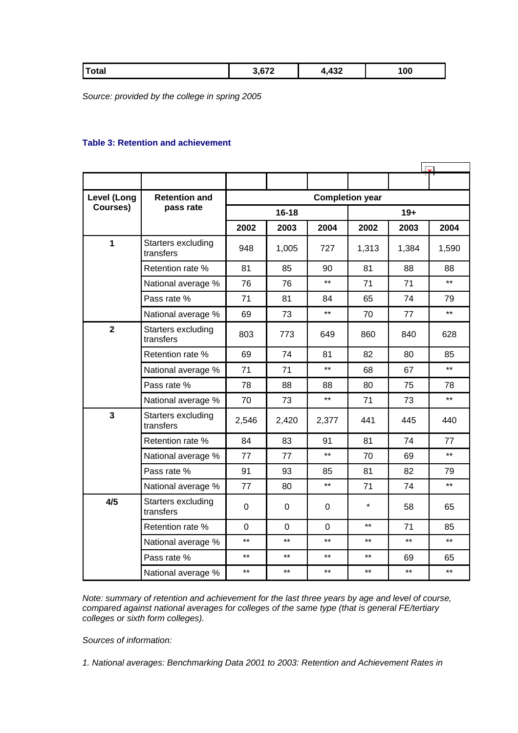| Total | 3,672 | 4,432 | 100 |
|---|---|---|---|

*Source: provided by the college in spring 2005*

**Table 3: Retention and achievement**

| Level (Long Courses) | Retention and pass rate | Completion year | | | | | |
|---|---|---|---|---|---|---|---|
| | | 16-18 | | | 19+ | | |
| | | 2002 | 2003 | 2004 | 2002 | 2003 | 2004 |
| 1 | Starters excluding transfers | 948 | 1,005 | 727 | 1,313 | 1,384 | 1,590 |
| | Retention rate % | 81 | 85 | 90 | 81 | 88 | 88 |
| | National average % | 76 | 76 | ** | 71 | 71 | ** |
| | Pass rate % | 71 | 81 | 84 | 65 | 74 | 79 |
| | National average % | 69 | 73 | ** | 70 | 77 | ** |
| 2 | Starters excluding transfers | 803 | 773 | 649 | 860 | 840 | 628 |
| | Retention rate % | 69 | 74 | 81 | 82 | 80 | 85 |
| | National average % | 71 | 71 | ** | 68 | 67 | ** |
| | Pass rate % | 78 | 88 | 88 | 80 | 75 | 78 |
| | National average % | 70 | 73 | ** | 71 | 73 | ** |
| 3 | Starters excluding transfers | 2,546 | 2,420 | 2,377 | 441 | 445 | 440 |
| | Retention rate % | 84 | 83 | 91 | 81 | 74 | 77 |
| | National average % | 77 | 77 | ** | 70 | 69 | ** |
| | Pass rate % | 91 | 93 | 85 | 81 | 82 | 79 |
| | National average % | 77 | 80 | ** | 71 | 74 | ** |
| 4/5 | Starters excluding transfers | 0 | 0 | 0 | * | 58 | 65 |
| | Retention rate % | 0 | 0 | 0 | ** | 71 | 85 |
| | National average % | ** | ** | ** | ** | ** | ** |
| | Pass rate % | ** | ** | ** | ** | 69 | 65 |
| | National average % | ** | ** | ** | ** | ** | ** |

*Note: summary of retention and achievement for the last three years by age and level of course, compared against national averages for colleges of the same type (that is general FE/tertiary colleges or sixth form colleges).*

*Sources of information:*

*1. National averages: Benchmarking Data 2001 to 2003: Retention and Achievement Rates in*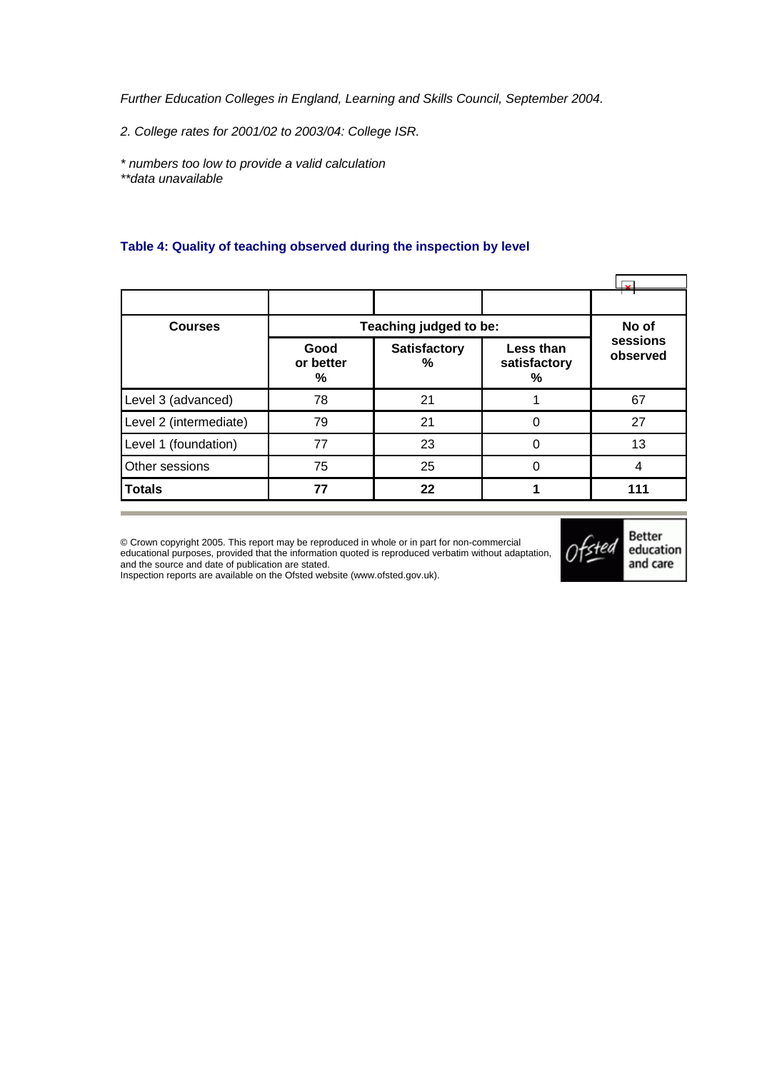*Further Education Colleges in England, Learning and Skills Council, September 2004.*

*2. College rates for 2001/02 to 2003/04: College ISR.*

*\* numbers too low to provide a valid calculation*
*\*\*data unavailable*

### Table 4: Quality of teaching observed during the inspection by level

| Courses | Teaching judged to be: | | | No of sessions observed |
|---|---|---|---|---|
| | Good or better % | Satisfactory % | Less than satisfactory % | |
| Level 3 (advanced) | 78 | 21 | 1 | 67 |
| Level 2 (intermediate) | 79 | 21 | 0 | 27 |
| Level 1 (foundation) | 77 | 23 | 0 | 13 |
| Other sessions | 75 | 25 | 0 | 4 |
| **Totals** | **77** | **22** | **1** | **111** |

© Crown copyright 2005. This report may be reproduced in whole or in part for non-commercial educational purposes, provided that the information quoted is reproduced verbatim without adaptation, and the source and date of publication are stated.
Inspection reports are available on the Ofsted website (www.ofsted.gov.uk).

Ofsted Better education and care